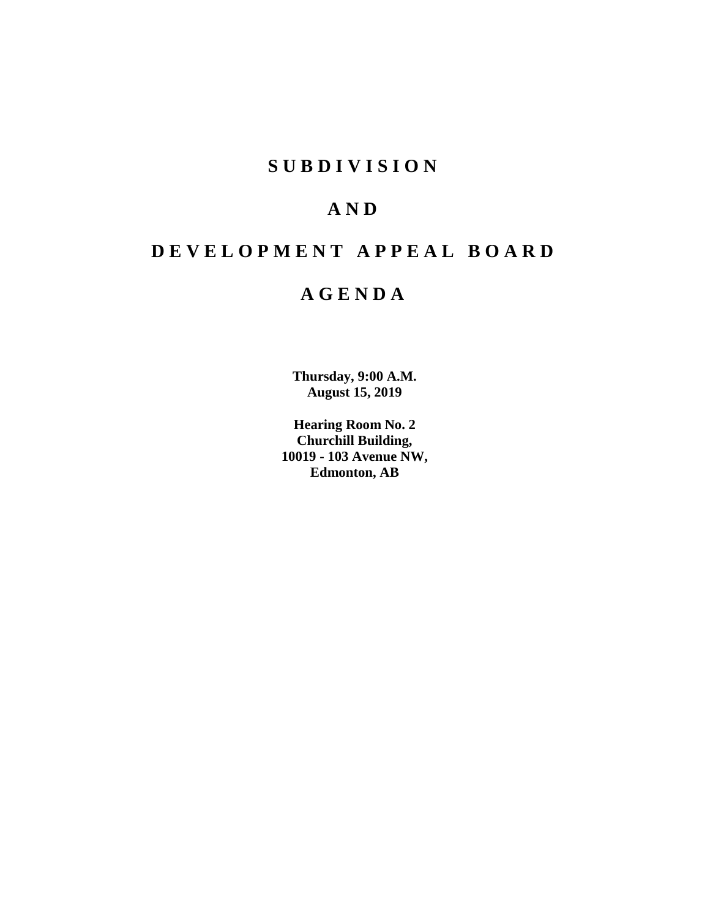# S U B D I V I S I O N

# A N D

# D E V E L O P M E N T   A P P E A L   B O A R D

# A G E N D A

**Thursday, 9:00 A.M.**
**August 15, 2019**

**Hearing Room No. 2**
**Churchill Building,**
**10019 - 103 Avenue NW,**
**Edmonton, AB**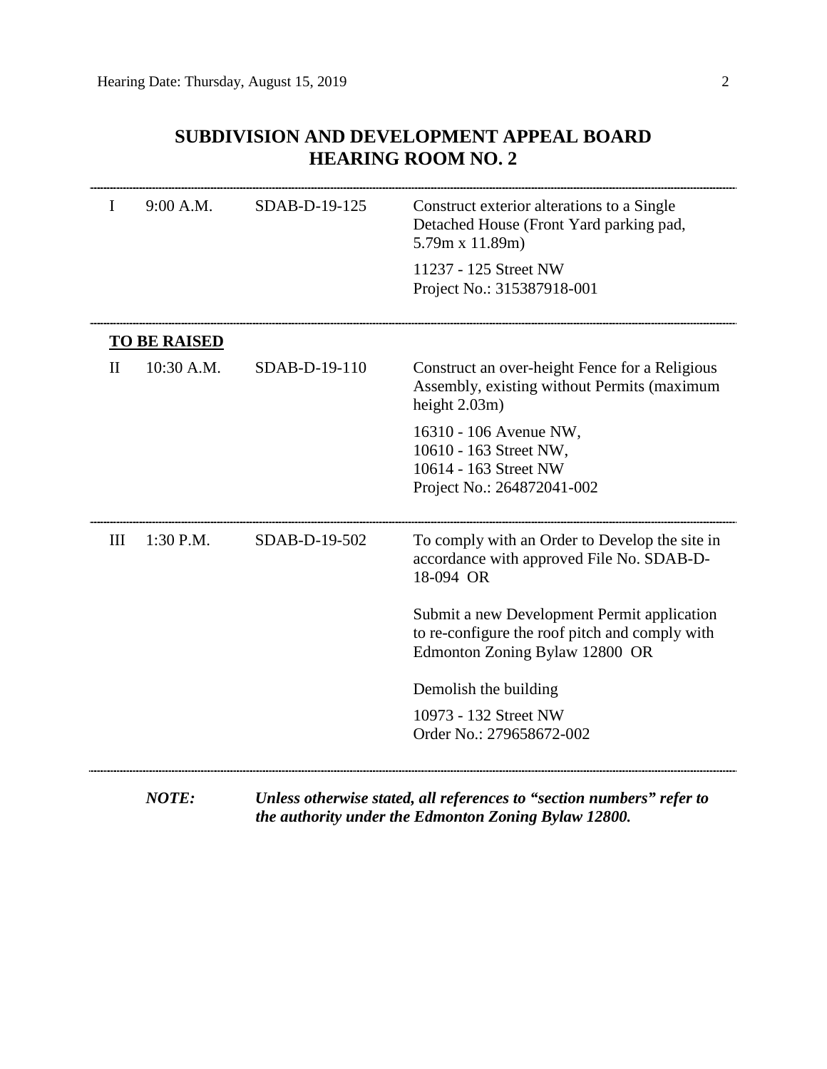## SUBDIVISION AND DEVELOPMENT APPEAL BOARD
## HEARING ROOM NO. 2

| | | | |
|---|---|---|---|
| I | 9:00 A.M. | SDAB-D-19-125 | Construct exterior alterations to a Single Detached House (Front Yard parking pad, 5.79m x 11.89m)<br><br>11237 - 125 Street NW<br>Project No.: 315387918-001 |

**TO BE RAISED**

| | | | |
|---|---|---|---|
| II | 10:30 A.M. | SDAB-D-19-110 | Construct an over-height Fence for a Religious Assembly, existing without Permits (maximum height 2.03m)<br><br>16310 - 106 Avenue NW,<br>10610 - 163 Street NW,<br>10614 - 163 Street NW<br>Project No.: 264872041-002 |
| III | 1:30 P.M. | SDAB-D-19-502 | To comply with an Order to Develop the site in accordance with approved File No. SDAB-D-18-094 OR<br><br>Submit a new Development Permit application to re-configure the roof pitch and comply with Edmonton Zoning Bylaw 12800 OR<br><br>Demolish the building<br><br>10973 - 132 Street NW<br>Order No.: 279658672-002 |

***NOTE:*** ***Unless otherwise stated, all references to "section numbers" refer to the authority under the Edmonton Zoning Bylaw 12800.***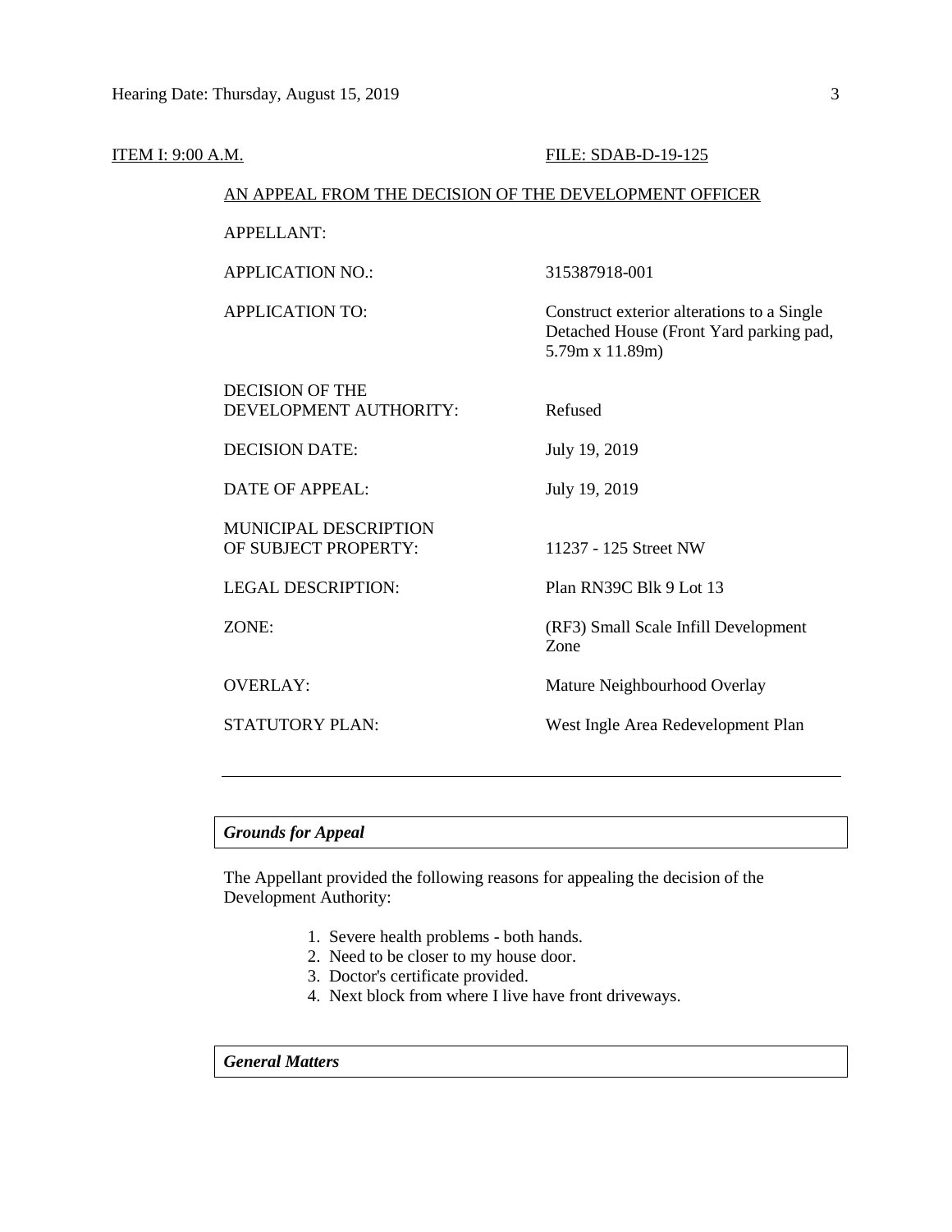ITEM I: 9:00 A.M. FILE: SDAB-D-19-125

AN APPEAL FROM THE DECISION OF THE DEVELOPMENT OFFICER

| | |
|---|---|
| APPELLANT: | |
| APPLICATION NO.: | 315387918-001 |
| APPLICATION TO: | Construct exterior alterations to a Single Detached House (Front Yard parking pad, 5.79m x 11.89m) |
| DECISION OF THE DEVELOPMENT AUTHORITY: | Refused |
| DECISION DATE: | July 19, 2019 |
| DATE OF APPEAL: | July 19, 2019 |
| MUNICIPAL DESCRIPTION OF SUBJECT PROPERTY: | 11237 - 125 Street NW |
| LEGAL DESCRIPTION: | Plan RN39C Blk 9 Lot 13 |
| ZONE: | (RF3) Small Scale Infill Development Zone |
| OVERLAY: | Mature Neighbourhood Overlay |
| STATUTORY PLAN: | West Ingle Area Redevelopment Plan |

---

***Grounds for Appeal***

The Appellant provided the following reasons for appealing the decision of the Development Authority:

1. Severe health problems - both hands.
2. Need to be closer to my house door.
3. Doctor's certificate provided.
4. Next block from where I live have front driveways.

***General Matters***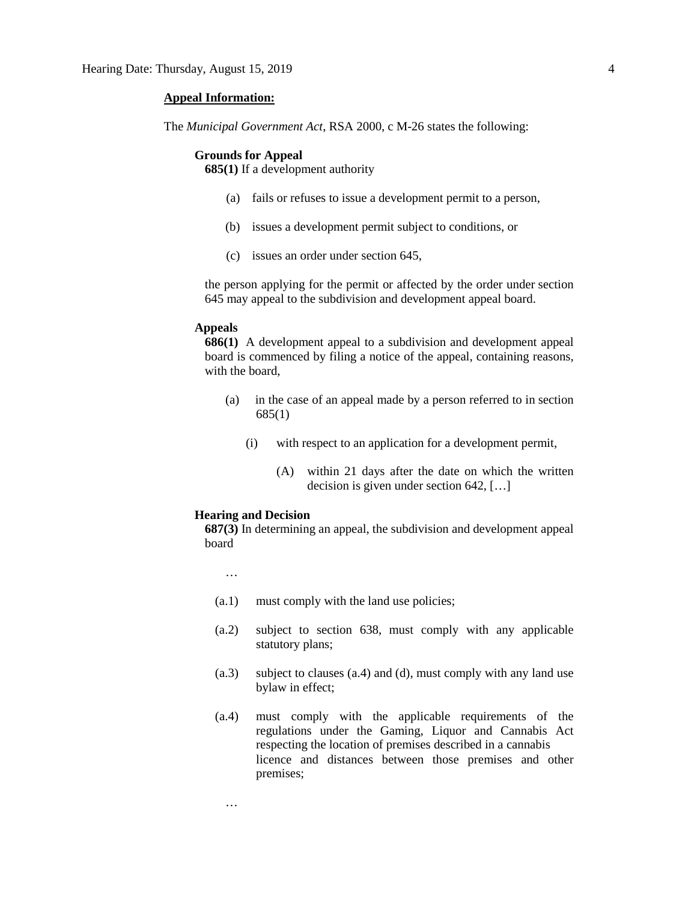**Appeal Information:**

The *Municipal Government Act*, RSA 2000, c M-26 states the following:

**Grounds for Appeal**

**685(1)** If a development authority

(a) fails or refuses to issue a development permit to a person,

(b) issues a development permit subject to conditions, or

(c) issues an order under section 645,

the person applying for the permit or affected by the order under section 645 may appeal to the subdivision and development appeal board.

**Appeals**

**686(1)** A development appeal to a subdivision and development appeal board is commenced by filing a notice of the appeal, containing reasons, with the board,

(a) in the case of an appeal made by a person referred to in section 685(1)

(i) with respect to an application for a development permit,

(A) within 21 days after the date on which the written decision is given under section 642, […]

**Hearing and Decision**

**687(3)** In determining an appeal, the subdivision and development appeal board

…

(a.1) must comply with the land use policies;

(a.2) subject to section 638, must comply with any applicable statutory plans;

(a.3) subject to clauses (a.4) and (d), must comply with any land use bylaw in effect;

(a.4) must comply with the applicable requirements of the regulations under the Gaming, Liquor and Cannabis Act respecting the location of premises described in a cannabis licence and distances between those premises and other premises;

…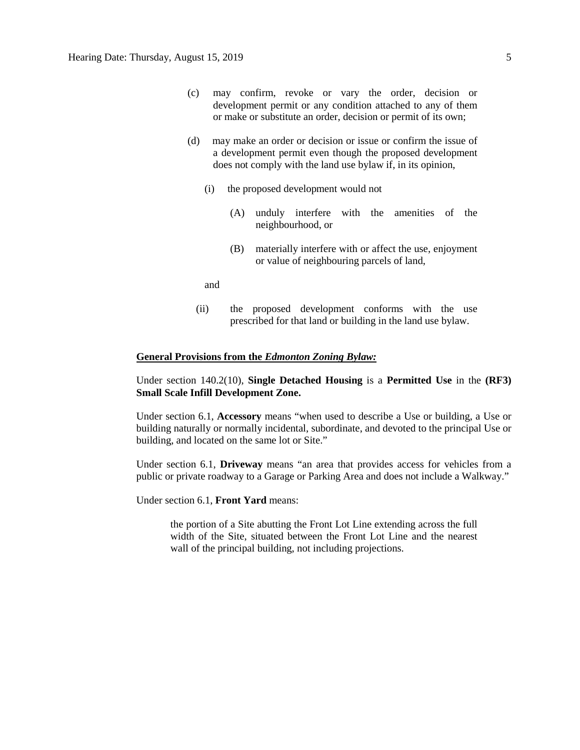(c) may confirm, revoke or vary the order, decision or development permit or any condition attached to any of them or make or substitute an order, decision or permit of its own;

(d) may make an order or decision or issue or confirm the issue of a development permit even though the proposed development does not comply with the land use bylaw if, in its opinion,

   (i) the proposed development would not

      (A) unduly interfere with the amenities of the neighbourhood, or

      (B) materially interfere with or affect the use, enjoyment or value of neighbouring parcels of land,

   and

   (ii) the proposed development conforms with the use prescribed for that land or building in the land use bylaw.

**General Provisions from the *Edmonton Zoning Bylaw:***

Under section 140.2(10), **Single Detached Housing** is a **Permitted Use** in the **(RF3) Small Scale Infill Development Zone.**

Under section 6.1, **Accessory** means "when used to describe a Use or building, a Use or building naturally or normally incidental, subordinate, and devoted to the principal Use or building, and located on the same lot or Site."

Under section 6.1, **Driveway** means "an area that provides access for vehicles from a public or private roadway to a Garage or Parking Area and does not include a Walkway."

Under section 6.1, **Front Yard** means:

> the portion of a Site abutting the Front Lot Line extending across the full width of the Site, situated between the Front Lot Line and the nearest wall of the principal building, not including projections.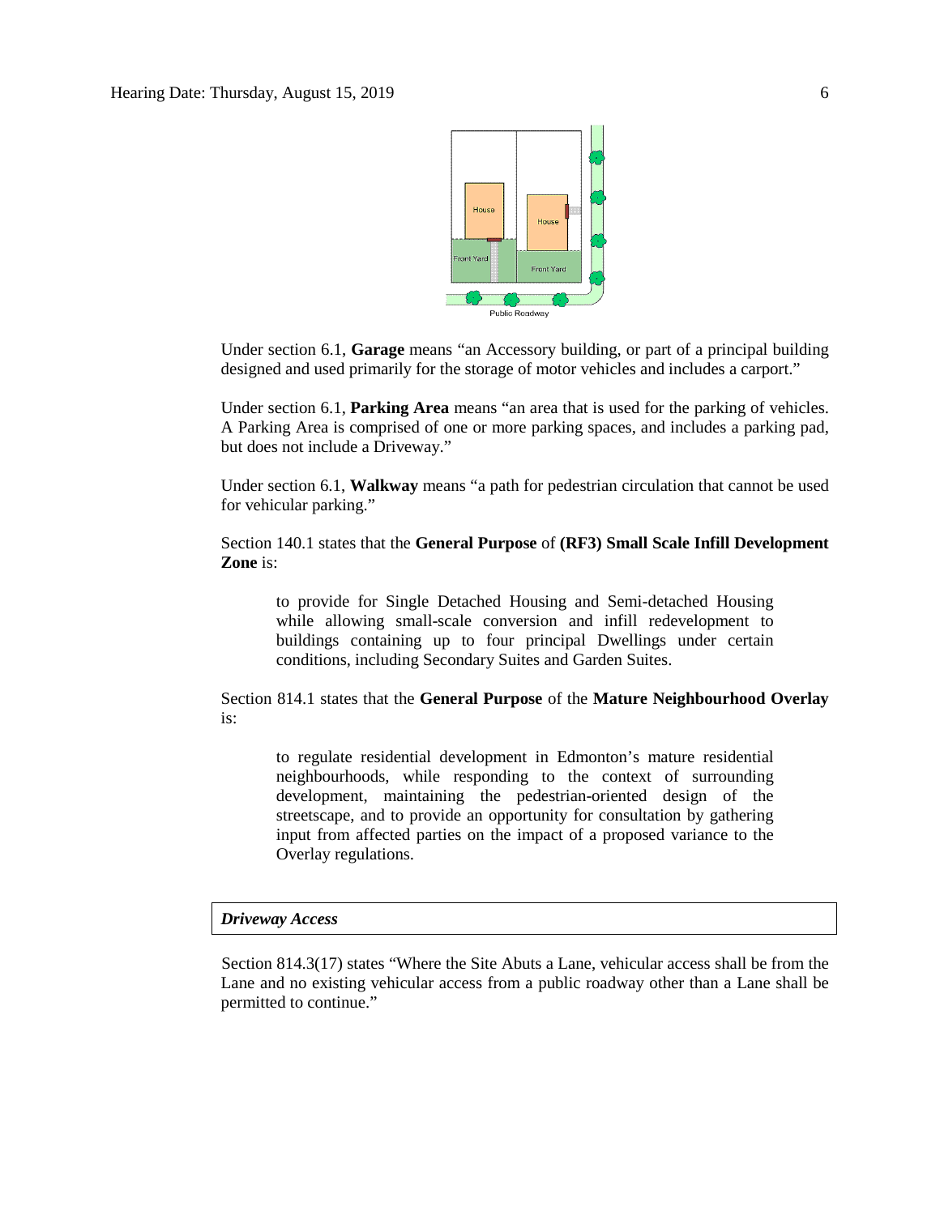Under section 6.1, **Garage** means "an Accessory building, or part of a principal building designed and used primarily for the storage of motor vehicles and includes a carport."

Under section 6.1, **Parking Area** means "an area that is used for the parking of vehicles. A Parking Area is comprised of one or more parking spaces, and includes a parking pad, but does not include a Driveway."

Under section 6.1, **Walkway** means "a path for pedestrian circulation that cannot be used for vehicular parking."

Section 140.1 states that the **General Purpose** of **(RF3) Small Scale Infill Development Zone** is:

> to provide for Single Detached Housing and Semi-detached Housing while allowing small-scale conversion and infill redevelopment to buildings containing up to four principal Dwellings under certain conditions, including Secondary Suites and Garden Suites.

Section 814.1 states that the **General Purpose** of the **Mature Neighbourhood Overlay** is:

> to regulate residential development in Edmonton's mature residential neighbourhoods, while responding to the context of surrounding development, maintaining the pedestrian-oriented design of the streetscape, and to provide an opportunity for consultation by gathering input from affected parties on the impact of a proposed variance to the Overlay regulations.

***Driveway Access***

Section 814.3(17) states "Where the Site Abuts a Lane, vehicular access shall be from the Lane and no existing vehicular access from a public roadway other than a Lane shall be permitted to continue."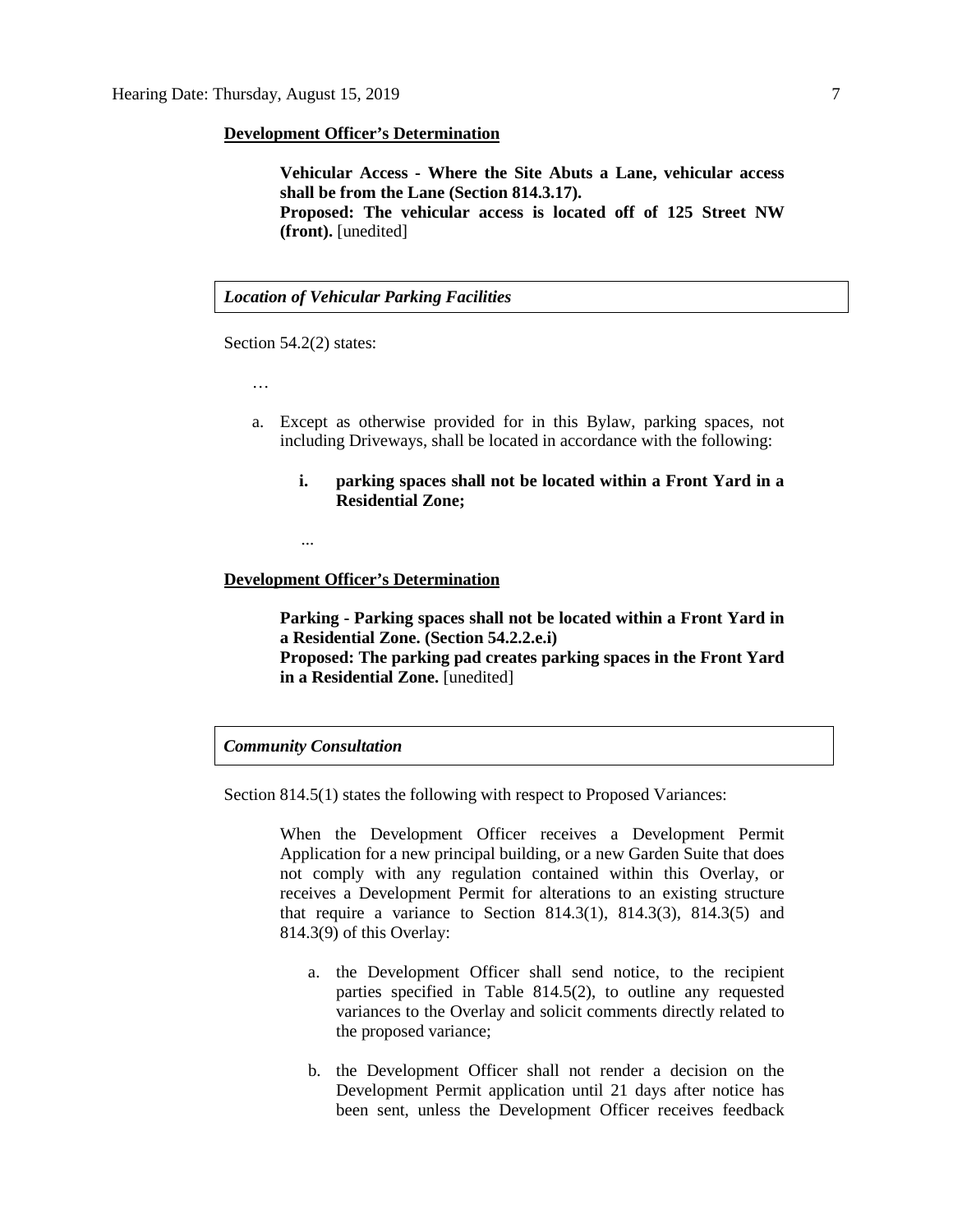**Development Officer's Determination**

> **Vehicular Access - Where the Site Abuts a Lane, vehicular access shall be from the Lane (Section 814.3.17).**
> **Proposed: The vehicular access is located off of 125 Street NW (front).** [unedited]

***Location of Vehicular Parking Facilities***

Section 54.2(2) states:

…

a. Except as otherwise provided for in this Bylaw, parking spaces, not including Driveways, shall be located in accordance with the following:

   **i. parking spaces shall not be located within a Front Yard in a Residential Zone;**

   ...

**Development Officer's Determination**

> **Parking - Parking spaces shall not be located within a Front Yard in a Residential Zone. (Section 54.2.2.e.i)**
> **Proposed: The parking pad creates parking spaces in the Front Yard in a Residential Zone.** [unedited]

***Community Consultation***

Section 814.5(1) states the following with respect to Proposed Variances:

> When the Development Officer receives a Development Permit Application for a new principal building, or a new Garden Suite that does not comply with any regulation contained within this Overlay, or receives a Development Permit for alterations to an existing structure that require a variance to Section 814.3(1), 814.3(3), 814.3(5) and 814.3(9) of this Overlay:
>
> a. the Development Officer shall send notice, to the recipient parties specified in Table 814.5(2), to outline any requested variances to the Overlay and solicit comments directly related to the proposed variance;
>
> b. the Development Officer shall not render a decision on the Development Permit application until 21 days after notice has been sent, unless the Development Officer receives feedback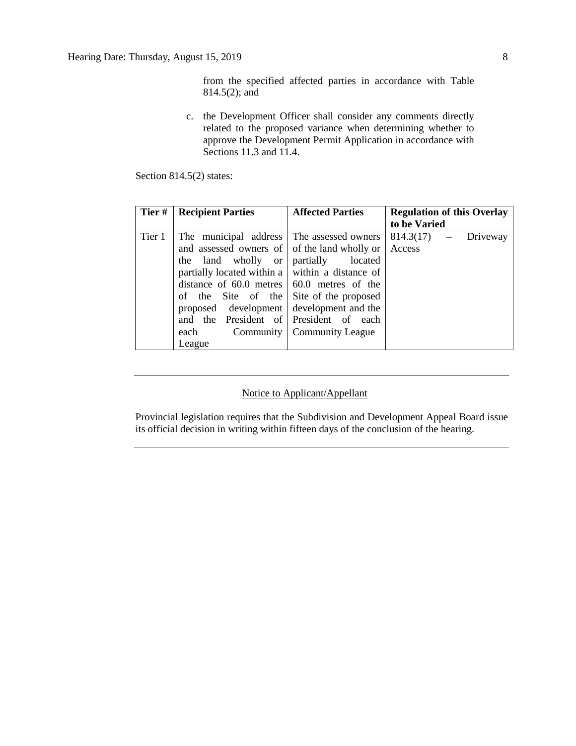from the specified affected parties in accordance with Table 814.5(2); and

c. the Development Officer shall consider any comments directly related to the proposed variance when determining whether to approve the Development Permit Application in accordance with Sections 11.3 and 11.4.

Section 814.5(2) states:

| Tier # | Recipient Parties | Affected Parties | Regulation of this Overlay to be Varied |
|---|---|---|---|
| Tier 1 | The municipal address and assessed owners of the land wholly or partially located within a distance of 60.0 metres of the Site of the proposed development and the President of each Community League | The assessed owners of the land wholly or partially located within a distance of 60.0 metres of the Site of the proposed development and the President of each Community League | 814.3(17) – Driveway Access |

---

Notice to Applicant/Appellant

Provincial legislation requires that the Subdivision and Development Appeal Board issue its official decision in writing within fifteen days of the conclusion of the hearing.

---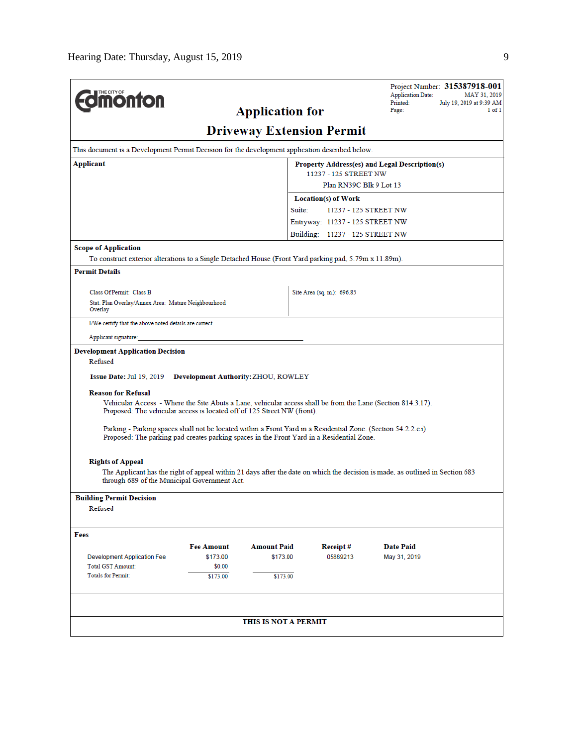THE CITY OF Edmonton

# Application for Driveway Extension Permit

Project Number: **315387918-001**
Application Date: MAY 31, 2019
Printed: July 19, 2019 at 9:39 AM
Page: 1 of 1

This document is a Development Permit Decision for the development application described below.

**Applicant**

**Property Address(es) and Legal Description(s)**
11237 - 125 STREET NW
Plan RN39C Blk 9 Lot 13

**Location(s) of Work**
Suite: 11237 - 125 STREET NW
Entryway: 11237 - 125 STREET NW
Building: 11237 - 125 STREET NW

**Scope of Application**
To construct exterior alterations to a Single Detached House (Front Yard parking pad, 5.79m x 11.89m).

**Permit Details**

Class Of Permit: Class B
Stat. Plan Overlay/Annex Area: Mature Neighbourhood Overlay

Site Area (sq. m.): 696.85

I/We certify that the above noted details are correct.

Applicant signature:_______________________________

**Development Application Decision**
Refused

**Issue Date:** Jul 19, 2019 **Development Authority:** ZHOU, ROWLEY

**Reason for Refusal**

Vehicular Access - Where the Site Abuts a Lane, vehicular access shall be from the Lane (Section 814.3.17).
Proposed: The vehicular access is located off of 125 Street NW (front).

Parking - Parking spaces shall not be located within a Front Yard in a Residential Zone. (Section 54.2.2.e.i)
Proposed: The parking pad creates parking spaces in the Front Yard in a Residential Zone.

**Rights of Appeal**
The Applicant has the right of appeal within 21 days after the date on which the decision is made, as outlined in Section 683 through 689 of the Municipal Government Act.

**Building Permit Decision**
Refused

**Fees**

| | Fee Amount | Amount Paid | Receipt # | Date Paid |
|---|---|---|---|---|
| Development Application Fee | $173.00 | $173.00 | 05889213 | May 31, 2019 |
| Total GST Amount: | $0.00 | | | |
| Totals for Permit: | $173.00 | $173.00 | | |

**THIS IS NOT A PERMIT**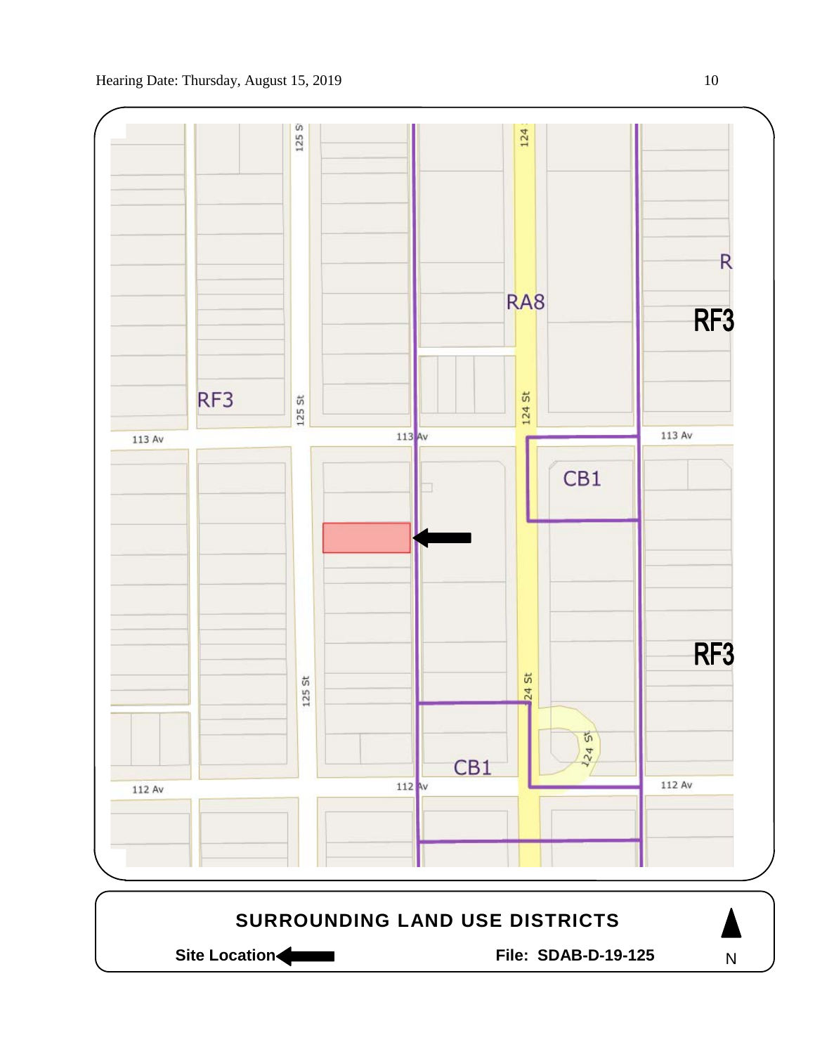RF3

RA8

R

RF3

CB1

RF3

CB1

113 Av

113 Av

113 Av

112 Av

112 Av

112 Av

125 St

125 St

124 St

124 St

124 St

## SURROUNDING LAND USE DISTRICTS

**Site Location** ◀

**File: SDAB-D-19-125**

N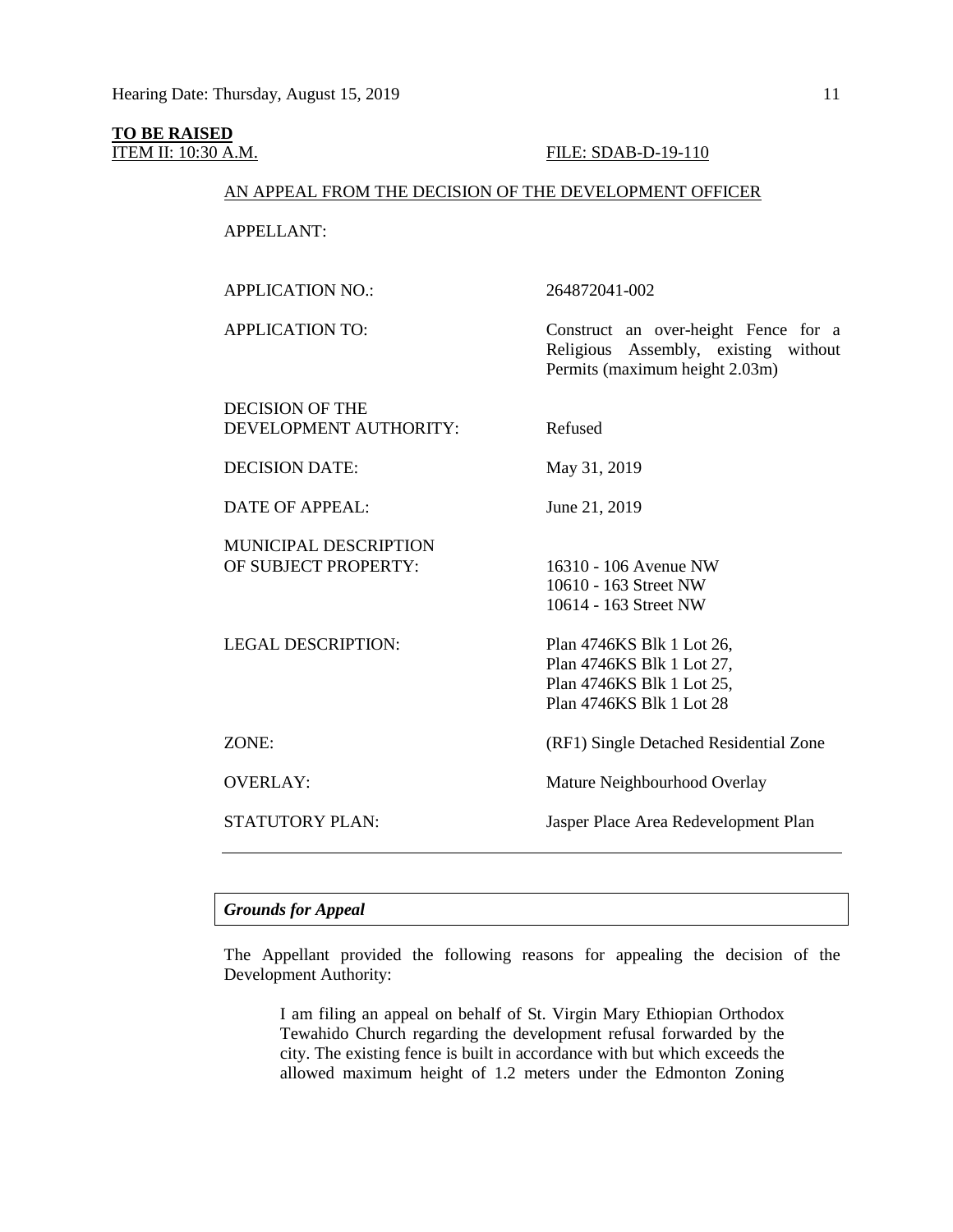**TO BE RAISED**

ITEM II: 10:30 A.M. FILE: SDAB-D-19-110

AN APPEAL FROM THE DECISION OF THE DEVELOPMENT OFFICER

| | |
|---|---|
| APPELLANT: | |
| APPLICATION NO.: | 264872041-002 |
| APPLICATION TO: | Construct an over-height Fence for a Religious Assembly, existing without Permits (maximum height 2.03m) |
| DECISION OF THE DEVELOPMENT AUTHORITY: | Refused |
| DECISION DATE: | May 31, 2019 |
| DATE OF APPEAL: | June 21, 2019 |
| MUNICIPAL DESCRIPTION OF SUBJECT PROPERTY: | 16310 - 106 Avenue NW<br>10610 - 163 Street NW<br>10614 - 163 Street NW |
| LEGAL DESCRIPTION: | Plan 4746KS Blk 1 Lot 26,<br>Plan 4746KS Blk 1 Lot 27,<br>Plan 4746KS Blk 1 Lot 25,<br>Plan 4746KS Blk 1 Lot 28 |
| ZONE: | (RF1) Single Detached Residential Zone |
| OVERLAY: | Mature Neighbourhood Overlay |
| STATUTORY PLAN: | Jasper Place Area Redevelopment Plan |

## *Grounds for Appeal*

The Appellant provided the following reasons for appealing the decision of the Development Authority:

> I am filing an appeal on behalf of St. Virgin Mary Ethiopian Orthodox Tewahido Church regarding the development refusal forwarded by the city. The existing fence is built in accordance with but which exceeds the allowed maximum height of 1.2 meters under the Edmonton Zoning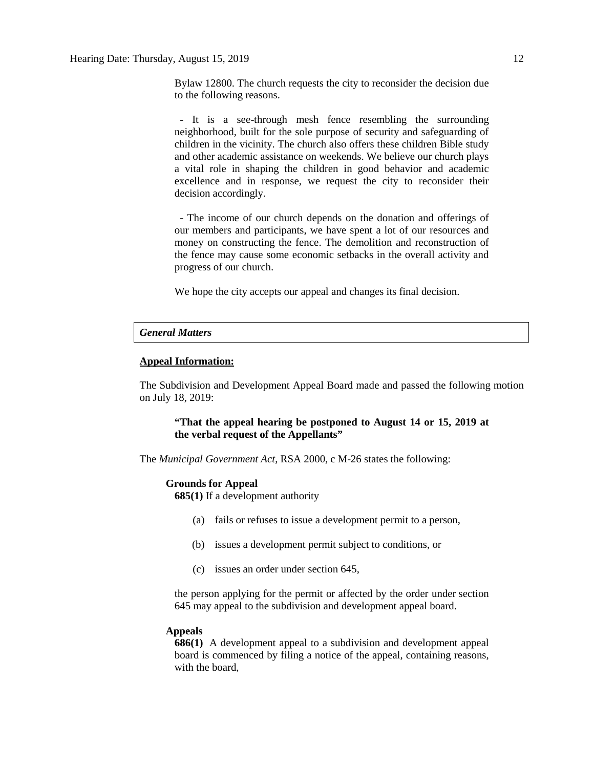Bylaw 12800. The church requests the city to reconsider the decision due to the following reasons.

- It is a see-through mesh fence resembling the surrounding neighborhood, built for the sole purpose of security and safeguarding of children in the vicinity. The church also offers these children Bible study and other academic assistance on weekends. We believe our church plays a vital role in shaping the children in good behavior and academic excellence and in response, we request the city to reconsider their decision accordingly.

- The income of our church depends on the donation and offerings of our members and participants, we have spent a lot of our resources and money on constructing the fence. The demolition and reconstruction of the fence may cause some economic setbacks in the overall activity and progress of our church.

We hope the city accepts our appeal and changes its final decision.

***General Matters***

**Appeal Information:**

The Subdivision and Development Appeal Board made and passed the following motion on July 18, 2019:

> **"That the appeal hearing be postponed to August 14 or 15, 2019 at the verbal request of the Appellants"**

The *Municipal Government Act*, RSA 2000, c M-26 states the following:

**Grounds for Appeal**

**685(1)** If a development authority

(a) fails or refuses to issue a development permit to a person,

(b) issues a development permit subject to conditions, or

(c) issues an order under section 645,

the person applying for the permit or affected by the order under section 645 may appeal to the subdivision and development appeal board.

**Appeals**

**686(1)** A development appeal to a subdivision and development appeal board is commenced by filing a notice of the appeal, containing reasons, with the board,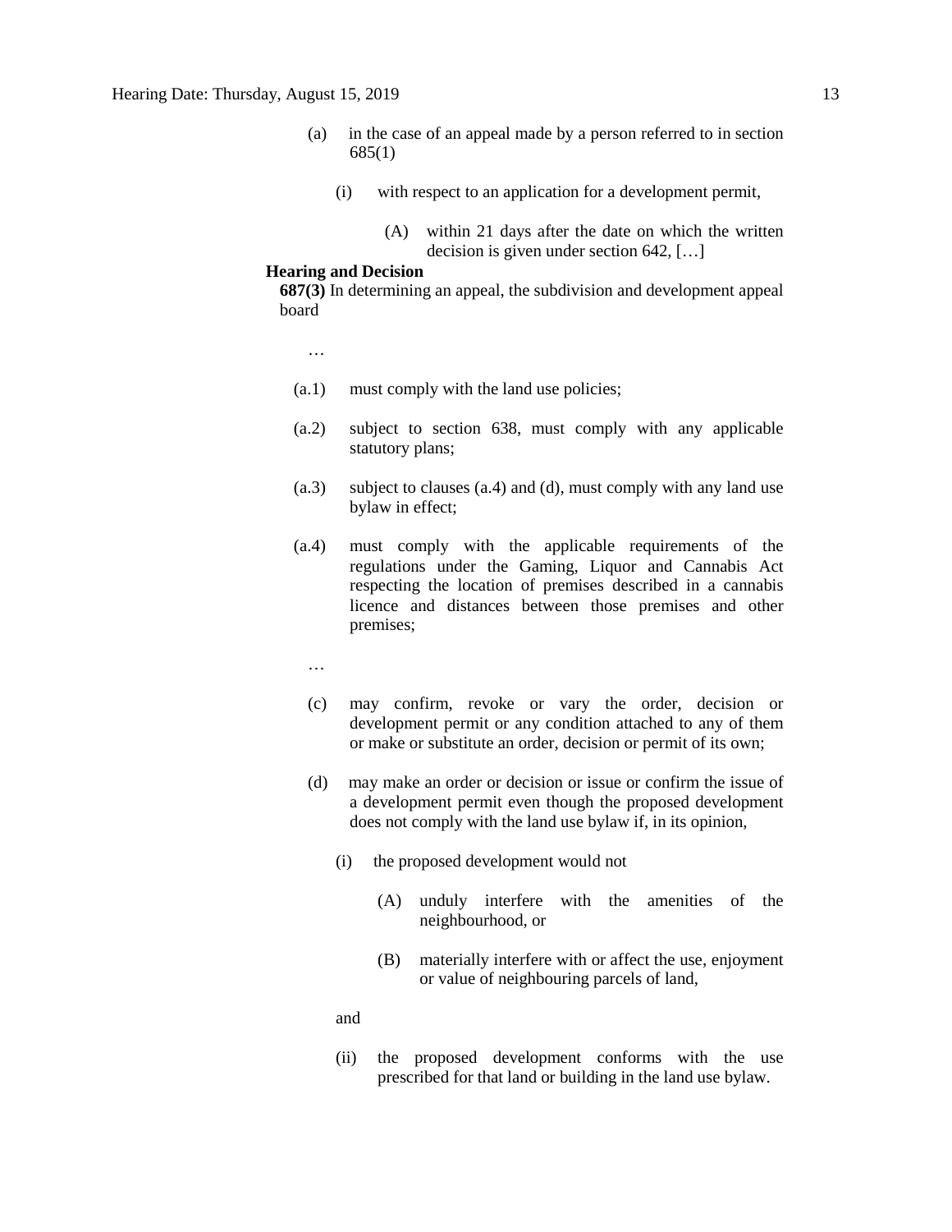(a) in the case of an appeal made by a person referred to in section 685(1)

(i) with respect to an application for a development permit,

(A) within 21 days after the date on which the written decision is given under section 642, […]

**Hearing and Decision**

**687(3)** In determining an appeal, the subdivision and development appeal board

…

(a.1) must comply with the land use policies;

(a.2) subject to section 638, must comply with any applicable statutory plans;

(a.3) subject to clauses (a.4) and (d), must comply with any land use bylaw in effect;

(a.4) must comply with the applicable requirements of the regulations under the Gaming, Liquor and Cannabis Act respecting the location of premises described in a cannabis licence and distances between those premises and other premises;

…

(c) may confirm, revoke or vary the order, decision or development permit or any condition attached to any of them or make or substitute an order, decision or permit of its own;

(d) may make an order or decision or issue or confirm the issue of a development permit even though the proposed development does not comply with the land use bylaw if, in its opinion,

(i) the proposed development would not

(A) unduly interfere with the amenities of the neighbourhood, or

(B) materially interfere with or affect the use, enjoyment or value of neighbouring parcels of land,

and

(ii) the proposed development conforms with the use prescribed for that land or building in the land use bylaw.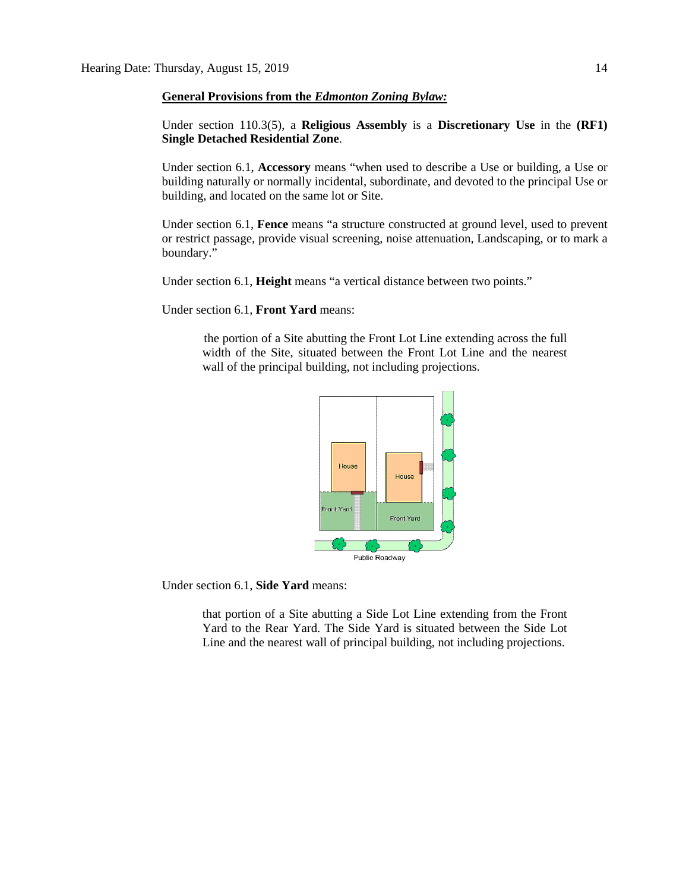**General Provisions from the *Edmonton Zoning Bylaw:***

Under section 110.3(5), a **Religious Assembly** is a **Discretionary Use** in the **(RF1) Single Detached Residential Zone**.

Under section 6.1, **Accessory** means "when used to describe a Use or building, a Use or building naturally or normally incidental, subordinate, and devoted to the principal Use or building, and located on the same lot or Site.

Under section 6.1, **Fence** means "a structure constructed at ground level, used to prevent or restrict passage, provide visual screening, noise attenuation, Landscaping, or to mark a boundary."

Under section 6.1, **Height** means "a vertical distance between two points."

Under section 6.1, **Front Yard** means:

> the portion of a Site abutting the Front Lot Line extending across the full width of the Site, situated between the Front Lot Line and the nearest wall of the principal building, not including projections.

Under section 6.1, **Side Yard** means:

> that portion of a Site abutting a Side Lot Line extending from the Front Yard to the Rear Yard. The Side Yard is situated between the Side Lot Line and the nearest wall of principal building, not including projections.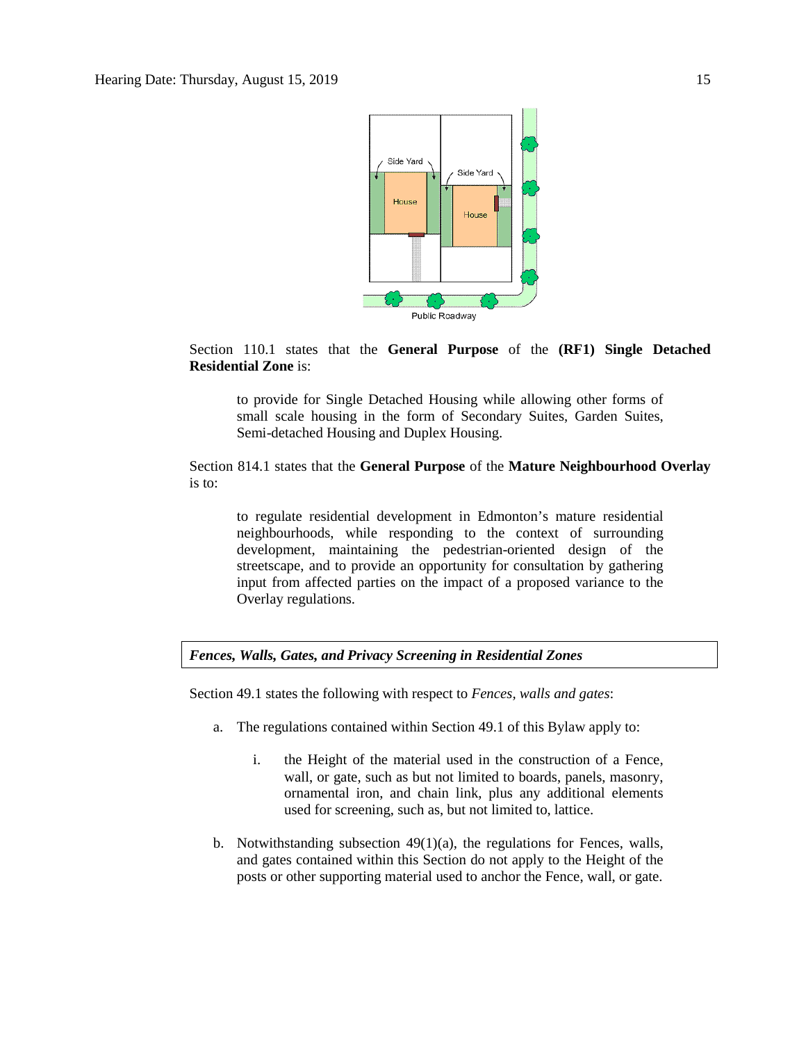Section 110.1 states that the **General Purpose** of the **(RF1) Single Detached Residential Zone** is:

> to provide for Single Detached Housing while allowing other forms of small scale housing in the form of Secondary Suites, Garden Suites, Semi-detached Housing and Duplex Housing.

Section 814.1 states that the **General Purpose** of the **Mature Neighbourhood Overlay** is to:

> to regulate residential development in Edmonton's mature residential neighbourhoods, while responding to the context of surrounding development, maintaining the pedestrian-oriented design of the streetscape, and to provide an opportunity for consultation by gathering input from affected parties on the impact of a proposed variance to the Overlay regulations.

***Fences, Walls, Gates, and Privacy Screening in Residential Zones***

Section 49.1 states the following with respect to *Fences, walls and gates*:

a. The regulations contained within Section 49.1 of this Bylaw apply to:

   i. the Height of the material used in the construction of a Fence, wall, or gate, such as but not limited to boards, panels, masonry, ornamental iron, and chain link, plus any additional elements used for screening, such as, but not limited to, lattice.

b. Notwithstanding subsection 49(1)(a), the regulations for Fences, walls, and gates contained within this Section do not apply to the Height of the posts or other supporting material used to anchor the Fence, wall, or gate.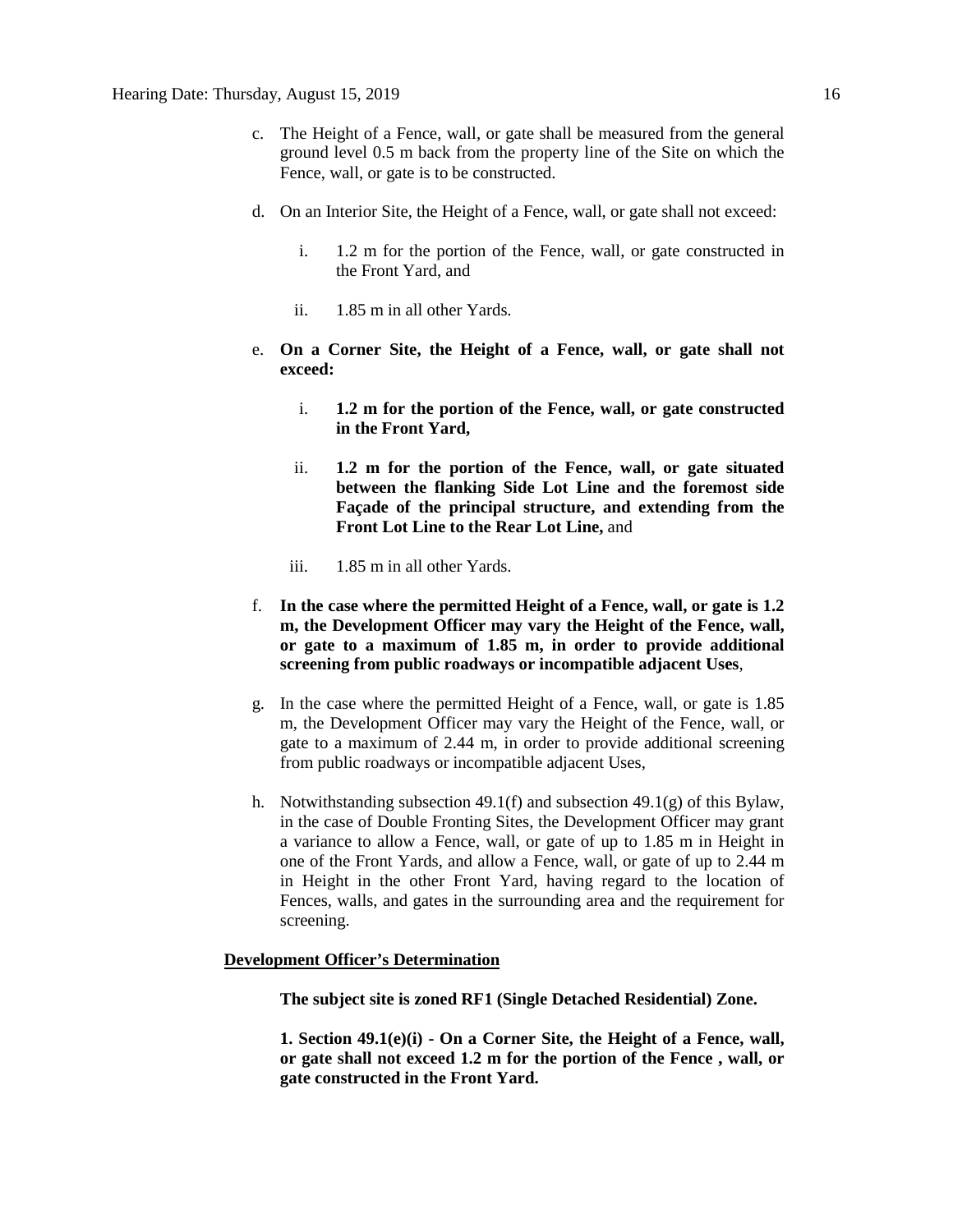c. The Height of a Fence, wall, or gate shall be measured from the general ground level 0.5 m back from the property line of the Site on which the Fence, wall, or gate is to be constructed.

d. On an Interior Site, the Height of a Fence, wall, or gate shall not exceed:

   i. 1.2 m for the portion of the Fence, wall, or gate constructed in the Front Yard, and

   ii. 1.85 m in all other Yards.

e. **On a Corner Site, the Height of a Fence, wall, or gate shall not exceed:**

   i. **1.2 m for the portion of the Fence, wall, or gate constructed in the Front Yard,**

   ii. **1.2 m for the portion of the Fence, wall, or gate situated between the flanking Side Lot Line and the foremost side Façade of the principal structure, and extending from the Front Lot Line to the Rear Lot Line,** and

   iii. 1.85 m in all other Yards.

f. **In the case where the permitted Height of a Fence, wall, or gate is 1.2 m, the Development Officer may vary the Height of the Fence, wall, or gate to a maximum of 1.85 m, in order to provide additional screening from public roadways or incompatible adjacent Uses**,

g. In the case where the permitted Height of a Fence, wall, or gate is 1.85 m, the Development Officer may vary the Height of the Fence, wall, or gate to a maximum of 2.44 m, in order to provide additional screening from public roadways or incompatible adjacent Uses,

h. Notwithstanding subsection 49.1(f) and subsection 49.1(g) of this Bylaw, in the case of Double Fronting Sites, the Development Officer may grant a variance to allow a Fence, wall, or gate of up to 1.85 m in Height in one of the Front Yards, and allow a Fence, wall, or gate of up to 2.44 m in Height in the other Front Yard, having regard to the location of Fences, walls, and gates in the surrounding area and the requirement for screening.

**Development Officer's Determination**

**The subject site is zoned RF1 (Single Detached Residential) Zone.**

**1. Section 49.1(e)(i) - On a Corner Site, the Height of a Fence, wall, or gate shall not exceed 1.2 m for the portion of the Fence , wall, or gate constructed in the Front Yard.**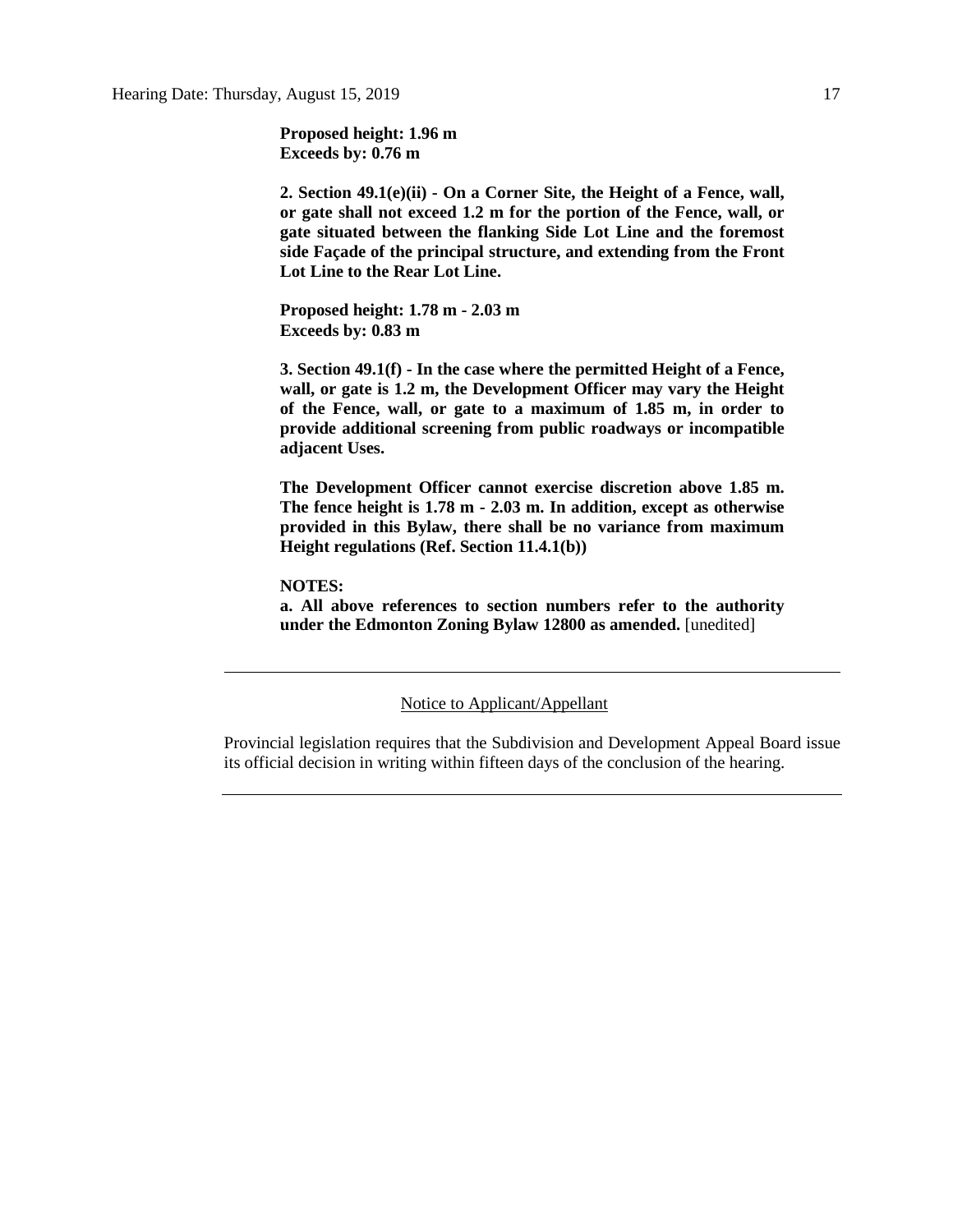**Proposed height: 1.96 m**
**Exceeds by: 0.76 m**

**2. Section 49.1(e)(ii) - On a Corner Site, the Height of a Fence, wall, or gate shall not exceed 1.2 m for the portion of the Fence, wall, or gate situated between the flanking Side Lot Line and the foremost side Façade of the principal structure, and extending from the Front Lot Line to the Rear Lot Line.**

**Proposed height: 1.78 m - 2.03 m**
**Exceeds by: 0.83 m**

**3. Section 49.1(f) - In the case where the permitted Height of a Fence, wall, or gate is 1.2 m, the Development Officer may vary the Height of the Fence, wall, or gate to a maximum of 1.85 m, in order to provide additional screening from public roadways or incompatible adjacent Uses.**

**The Development Officer cannot exercise discretion above 1.85 m. The fence height is 1.78 m - 2.03 m. In addition, except as otherwise provided in this Bylaw, there shall be no variance from maximum Height regulations (Ref. Section 11.4.1(b))**

**NOTES:**
**a. All above references to section numbers refer to the authority under the Edmonton Zoning Bylaw 12800 as amended.** [unedited]

---

Notice to Applicant/Appellant

Provincial legislation requires that the Subdivision and Development Appeal Board issue its official decision in writing within fifteen days of the conclusion of the hearing.

---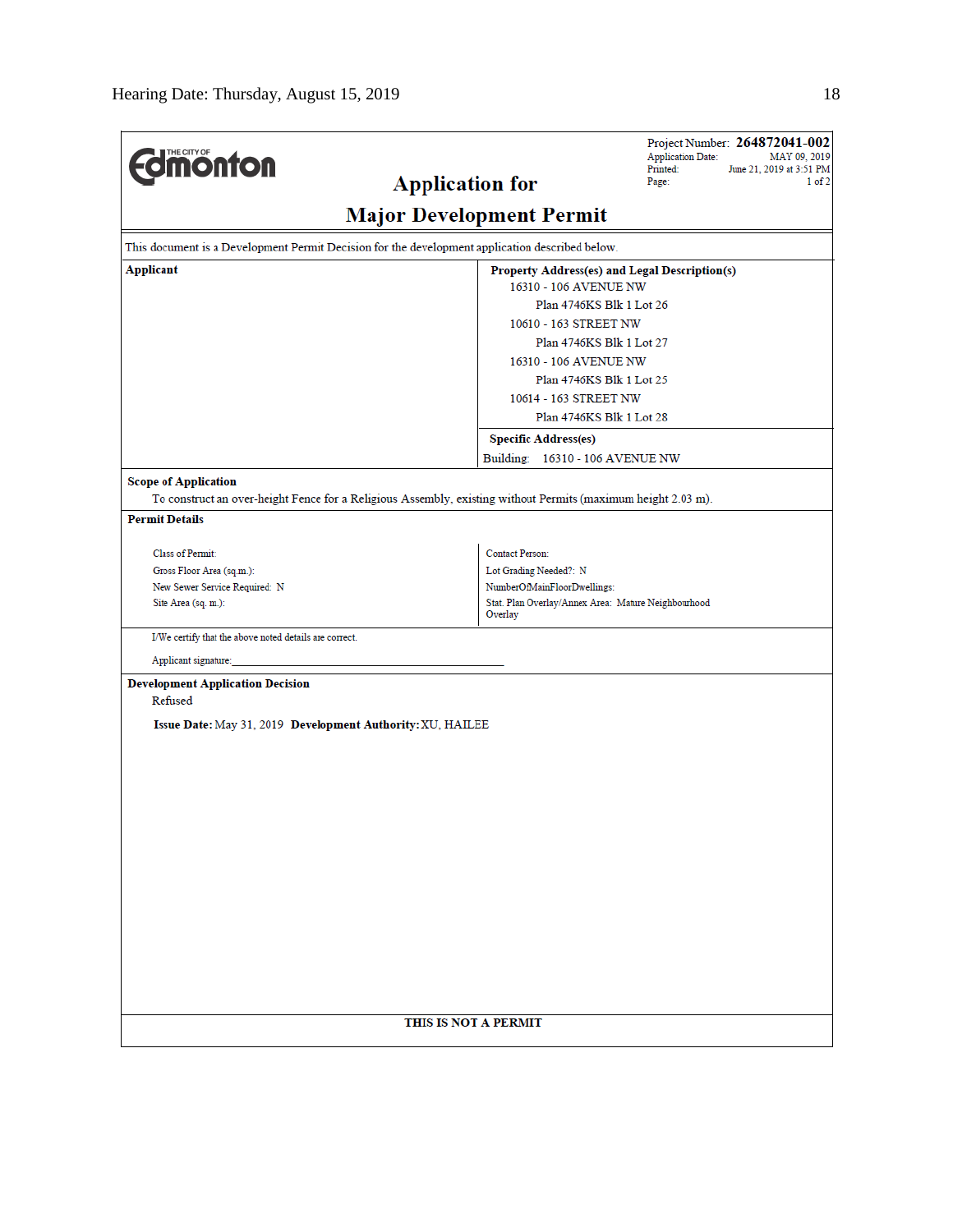THE CITY OF Edmonton

# Application for Major Development Permit

Project Number: **264872041-002**
Application Date: MAY 09, 2019
Printed: June 21, 2019 at 3:51 PM
Page: 1 of 2

This document is a Development Permit Decision for the development application described below.

| **Applicant** | **Property Address(es) and Legal Description(s)** |
|---|---|
| | 16310 - 106 AVENUE NW<br>Plan 4746KS Blk 1 Lot 26<br>10610 - 163 STREET NW<br>Plan 4746KS Blk 1 Lot 27<br>16310 - 106 AVENUE NW<br>Plan 4746KS Blk 1 Lot 25<br>10614 - 163 STREET NW<br>Plan 4746KS Blk 1 Lot 28 |
| | **Specific Address(es)**<br>Building: 16310 - 106 AVENUE NW |

**Scope of Application**

To construct an over-height Fence for a Religious Assembly, existing without Permits (maximum height 2.03 m).

**Permit Details**

| | |
|---|---|
| Class of Permit: | Contact Person: |
| Gross Floor Area (sq.m.): | Lot Grading Needed?: N |
| New Sewer Service Required: N | NumberOfMainFloorDwellings: |
| Site Area (sq. m.): | Stat. Plan Overlay/Annex Area: Mature Neighbourhood Overlay |

I/We certify that the above noted details are correct.

Applicant signature:\_\_\_\_\_\_\_\_\_\_\_\_\_\_\_\_\_\_\_\_\_\_\_\_\_\_\_\_\_\_\_\_\_\_\_\_\_\_\_\_

**Development Application Decision**

Refused

**Issue Date:** May 31, 2019 **Development Authority:** XU, HAILEE

**THIS IS NOT A PERMIT**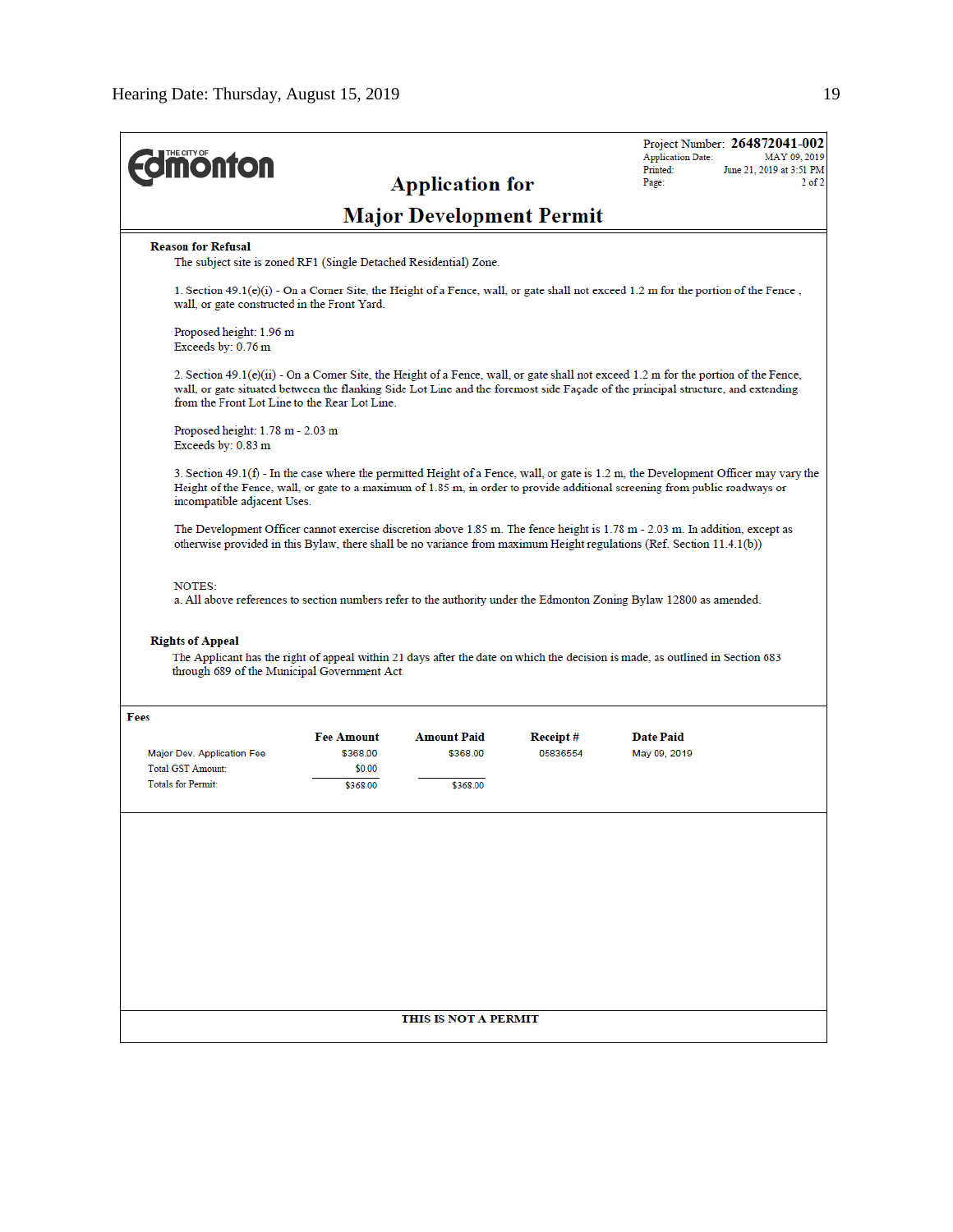Project Number: **264872041-002**
Application Date: MAY 09, 2019
Printed: June 21, 2019 at 3:51 PM

# Application for

# Major Development Permit

**Reason for Refusal**

The subject site is zoned RF1 (Single Detached Residential) Zone.

1. Section 49.1(e)(i) - On a Corner Site, the Height of a Fence, wall, or gate shall not exceed 1.2 m for the portion of the Fence , wall, or gate constructed in the Front Yard.

Proposed height: 1.96 m
Exceeds by: 0.76 m

2. Section 49.1(e)(ii) - On a Corner Site, the Height of a Fence, wall, or gate shall not exceed 1.2 m for the portion of the Fence, wall, or gate situated between the flanking Side Lot Line and the foremost side Façade of the principal structure, and extending from the Front Lot Line to the Rear Lot Line.

Proposed height: 1.78 m - 2.03 m
Exceeds by: 0.83 m

3. Section 49.1(f) - In the case where the permitted Height of a Fence, wall, or gate is 1.2 m, the Development Officer may vary the Height of the Fence, wall, or gate to a maximum of 1.85 m, in order to provide additional screening from public roadways or incompatible adjacent Uses.

The Development Officer cannot exercise discretion above 1.85 m. The fence height is 1.78 m - 2.03 m. In addition, except as otherwise provided in this Bylaw, there shall be no variance from maximum Height regulations (Ref. Section 11.4.1(b))

NOTES:
a. All above references to section numbers refer to the authority under the Edmonton Zoning Bylaw 12800 as amended.

**Rights of Appeal**

The Applicant has the right of appeal within 21 days after the date on which the decision is made, as outlined in Section 683 through 689 of the Municipal Government Act.

**Fees**

| | Fee Amount | Amount Paid | Receipt # | Date Paid |
|---|---|---|---|---|
| Major Dev. Application Fee | $368.00 | $368.00 | 05836554 | May 09, 2019 |
| Total GST Amount: | $0.00 | | | |
| Totals for Permit: | $368.00 | $368.00 | | |

**THIS IS NOT A PERMIT**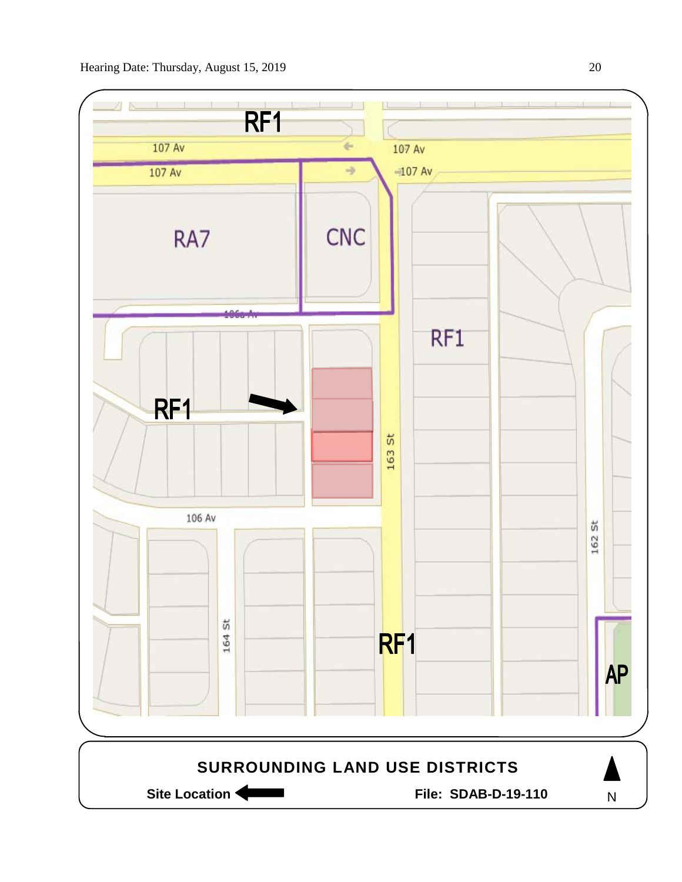RF1

107 Av

107 Av

107 Av

107 Av

RA7

CNC

106a Av

RF1

RF1

163 St

106 Av

164 St

RF1

162 St

AP

**SURROUNDING LAND USE DISTRICTS**

**Site Location** ⟵

**File: SDAB-D-19-110**

N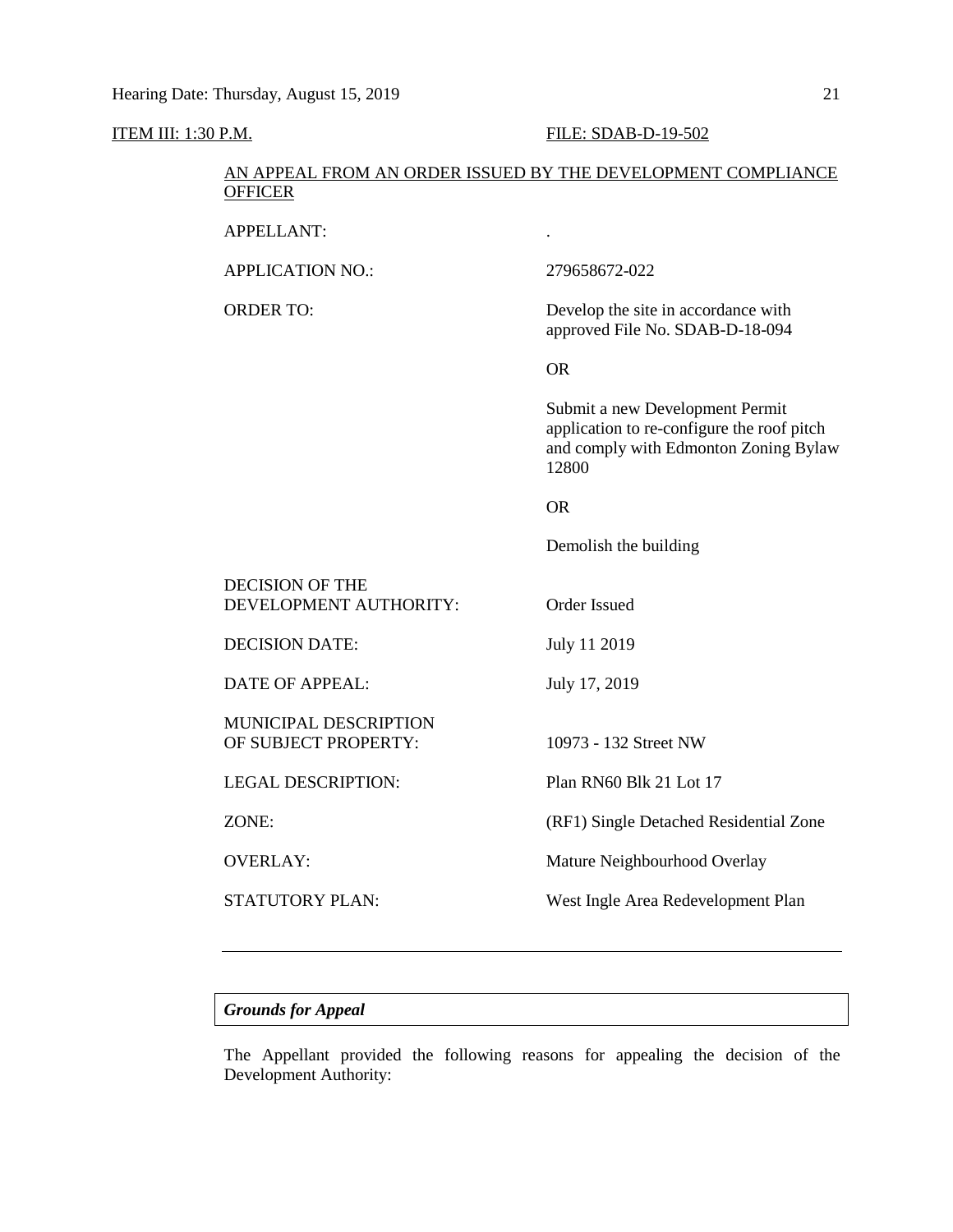ITEM III: 1:30 P.M. FILE: SDAB-D-19-502

AN APPEAL FROM AN ORDER ISSUED BY THE DEVELOPMENT COMPLIANCE OFFICER

| | |
|---|---|
| APPELLANT: | . |
| APPLICATION NO.: | 279658672-022 |
| ORDER TO: | Develop the site in accordance with approved File No. SDAB-D-18-094<br><br>OR<br><br>Submit a new Development Permit application to re-configure the roof pitch and comply with Edmonton Zoning Bylaw 12800<br><br>OR<br><br>Demolish the building |
| DECISION OF THE DEVELOPMENT AUTHORITY: | Order Issued |
| DECISION DATE: | July 11 2019 |
| DATE OF APPEAL: | July 17, 2019 |
| MUNICIPAL DESCRIPTION OF SUBJECT PROPERTY: | 10973 - 132 Street NW |
| LEGAL DESCRIPTION: | Plan RN60 Blk 21 Lot 17 |
| ZONE: | (RF1) Single Detached Residential Zone |
| OVERLAY: | Mature Neighbourhood Overlay |
| STATUTORY PLAN: | West Ingle Area Redevelopment Plan |

---

### *Grounds for Appeal*

The Appellant provided the following reasons for appealing the decision of the Development Authority: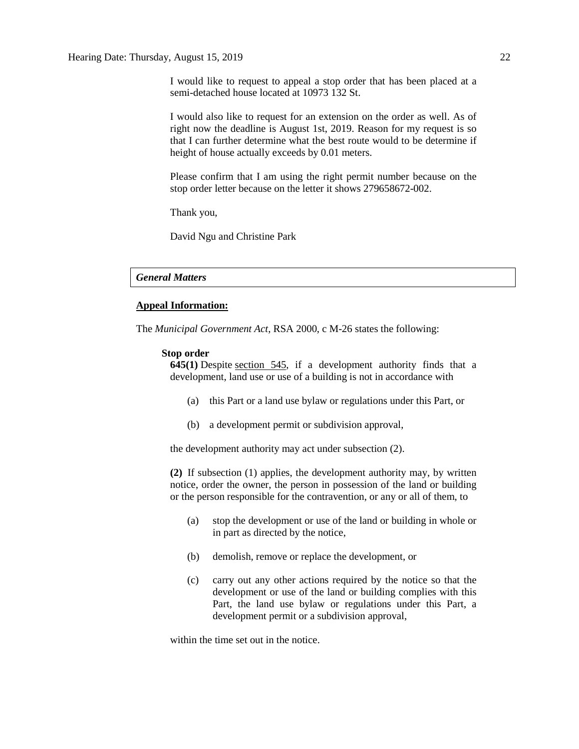I would like to request to appeal a stop order that has been placed at a semi-detached house located at 10973 132 St.

I would also like to request for an extension on the order as well. As of right now the deadline is August 1st, 2019. Reason for my request is so that I can further determine what the best route would to be determine if height of house actually exceeds by 0.01 meters.

Please confirm that I am using the right permit number because on the stop order letter because on the letter it shows 279658672-002.

Thank you,

David Ngu and Christine Park

## *General Matters*

**Appeal Information:**

The *Municipal Government Act*, RSA 2000, c M-26 states the following:

**Stop order**

**645(1)** Despite section 545, if a development authority finds that a development, land use or use of a building is not in accordance with

(a) this Part or a land use bylaw or regulations under this Part, or

(b) a development permit or subdivision approval,

the development authority may act under subsection (2).

**(2)** If subsection (1) applies, the development authority may, by written notice, order the owner, the person in possession of the land or building or the person responsible for the contravention, or any or all of them, to

(a) stop the development or use of the land or building in whole or in part as directed by the notice,

(b) demolish, remove or replace the development, or

(c) carry out any other actions required by the notice so that the development or use of the land or building complies with this Part, the land use bylaw or regulations under this Part, a development permit or a subdivision approval,

within the time set out in the notice.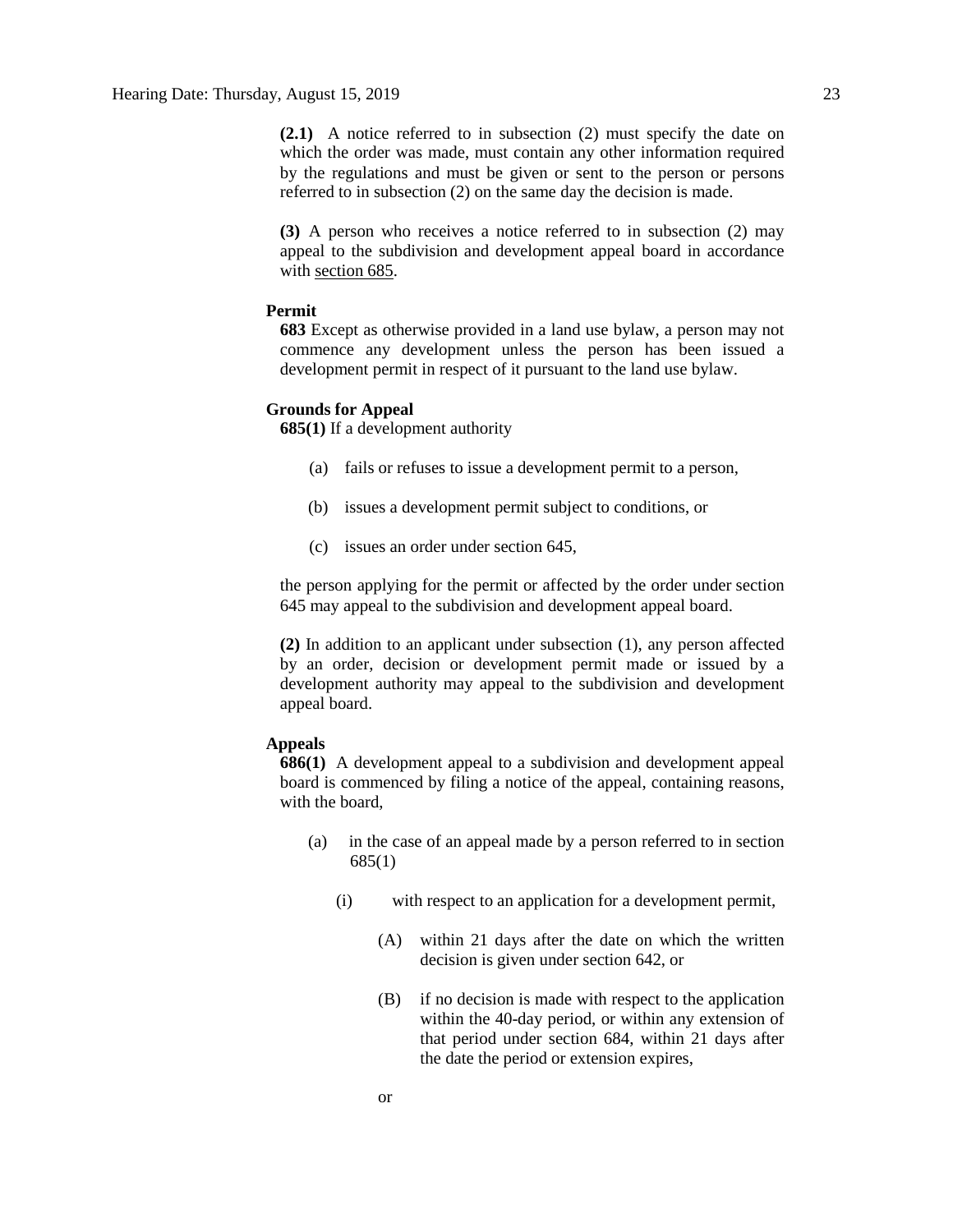**(2.1)** A notice referred to in subsection (2) must specify the date on which the order was made, must contain any other information required by the regulations and must be given or sent to the person or persons referred to in subsection (2) on the same day the decision is made.

**(3)** A person who receives a notice referred to in subsection (2) may appeal to the subdivision and development appeal board in accordance with section 685.

**Permit**

**683** Except as otherwise provided in a land use bylaw, a person may not commence any development unless the person has been issued a development permit in respect of it pursuant to the land use bylaw.

**Grounds for Appeal**

**685(1)** If a development authority

(a) fails or refuses to issue a development permit to a person,

(b) issues a development permit subject to conditions, or

(c) issues an order under section 645,

the person applying for the permit or affected by the order under section 645 may appeal to the subdivision and development appeal board.

**(2)** In addition to an applicant under subsection (1), any person affected by an order, decision or development permit made or issued by a development authority may appeal to the subdivision and development appeal board.

**Appeals**

**686(1)** A development appeal to a subdivision and development appeal board is commenced by filing a notice of the appeal, containing reasons, with the board,

(a) in the case of an appeal made by a person referred to in section 685(1)

(i) with respect to an application for a development permit,

(A) within 21 days after the date on which the written decision is given under section 642, or

(B) if no decision is made with respect to the application within the 40-day period, or within any extension of that period under section 684, within 21 days after the date the period or extension expires,

or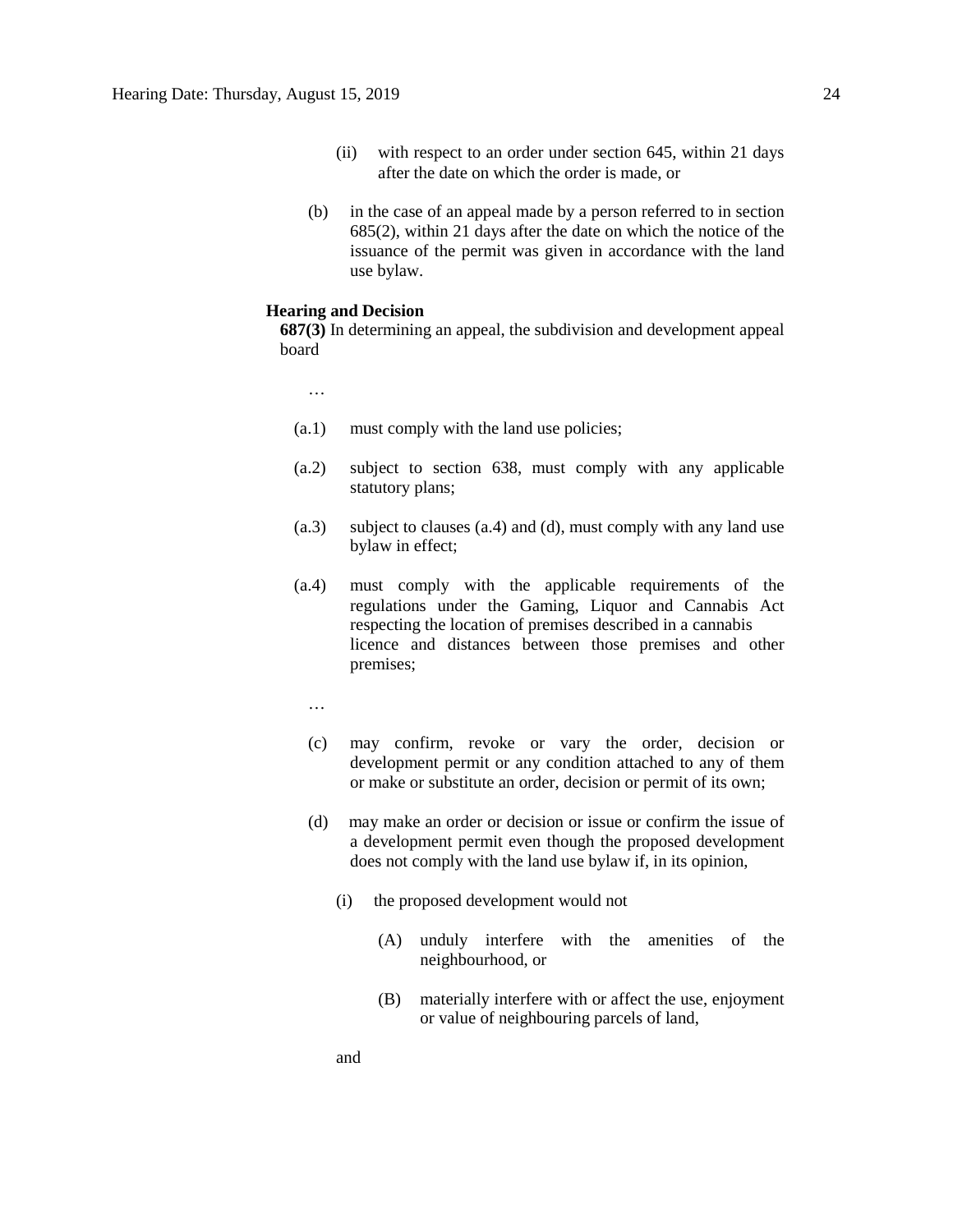(ii) with respect to an order under section 645, within 21 days after the date on which the order is made, or

(b) in the case of an appeal made by a person referred to in section 685(2), within 21 days after the date on which the notice of the issuance of the permit was given in accordance with the land use bylaw.

**Hearing and Decision**

**687(3)** In determining an appeal, the subdivision and development appeal board

…

(a.1) must comply with the land use policies;

(a.2) subject to section 638, must comply with any applicable statutory plans;

(a.3) subject to clauses (a.4) and (d), must comply with any land use bylaw in effect;

(a.4) must comply with the applicable requirements of the regulations under the Gaming, Liquor and Cannabis Act respecting the location of premises described in a cannabis licence and distances between those premises and other premises;

…

(c) may confirm, revoke or vary the order, decision or development permit or any condition attached to any of them or make or substitute an order, decision or permit of its own;

(d) may make an order or decision or issue or confirm the issue of a development permit even though the proposed development does not comply with the land use bylaw if, in its opinion,

(i) the proposed development would not

(A) unduly interfere with the amenities of the neighbourhood, or

(B) materially interfere with or affect the use, enjoyment or value of neighbouring parcels of land,

and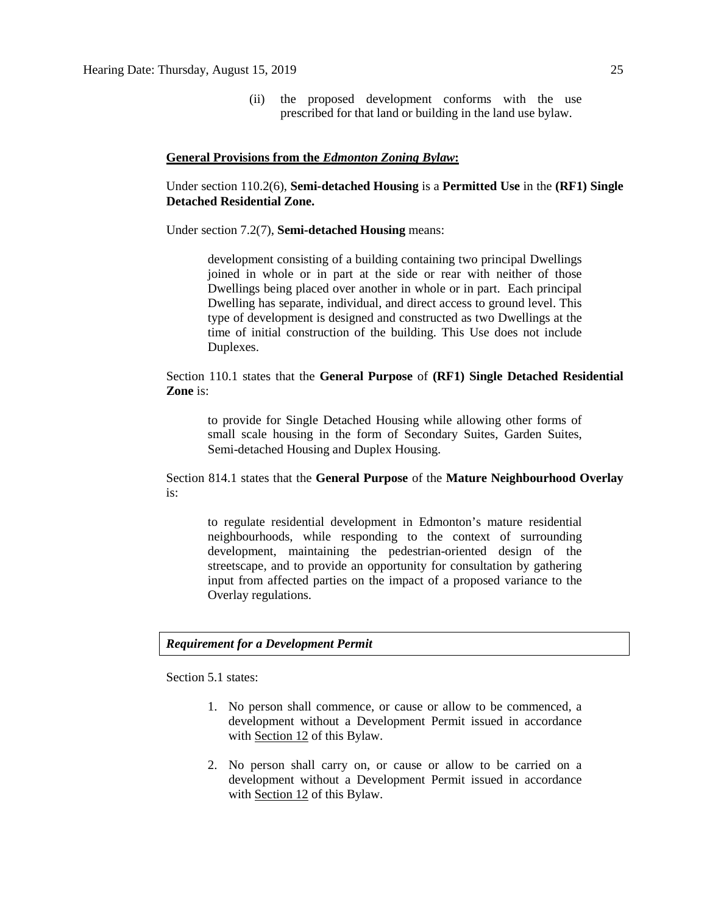(ii) the proposed development conforms with the use prescribed for that land or building in the land use bylaw.

**General Provisions from the *Edmonton Zoning Bylaw*:**

Under section 110.2(6), **Semi-detached Housing** is a **Permitted Use** in the **(RF1) Single Detached Residential Zone.**

Under section 7.2(7), **Semi-detached Housing** means:

> development consisting of a building containing two principal Dwellings joined in whole or in part at the side or rear with neither of those Dwellings being placed over another in whole or in part. Each principal Dwelling has separate, individual, and direct access to ground level. This type of development is designed and constructed as two Dwellings at the time of initial construction of the building. This Use does not include Duplexes.

Section 110.1 states that the **General Purpose** of **(RF1) Single Detached Residential Zone** is:

> to provide for Single Detached Housing while allowing other forms of small scale housing in the form of Secondary Suites, Garden Suites, Semi-detached Housing and Duplex Housing.

Section 814.1 states that the **General Purpose** of the **Mature Neighbourhood Overlay** is:

> to regulate residential development in Edmonton's mature residential neighbourhoods, while responding to the context of surrounding development, maintaining the pedestrian-oriented design of the streetscape, and to provide an opportunity for consultation by gathering input from affected parties on the impact of a proposed variance to the Overlay regulations.

***Requirement for a Development Permit***

Section 5.1 states:

1. No person shall commence, or cause or allow to be commenced, a development without a Development Permit issued in accordance with Section 12 of this Bylaw.
2. No person shall carry on, or cause or allow to be carried on a development without a Development Permit issued in accordance with Section 12 of this Bylaw.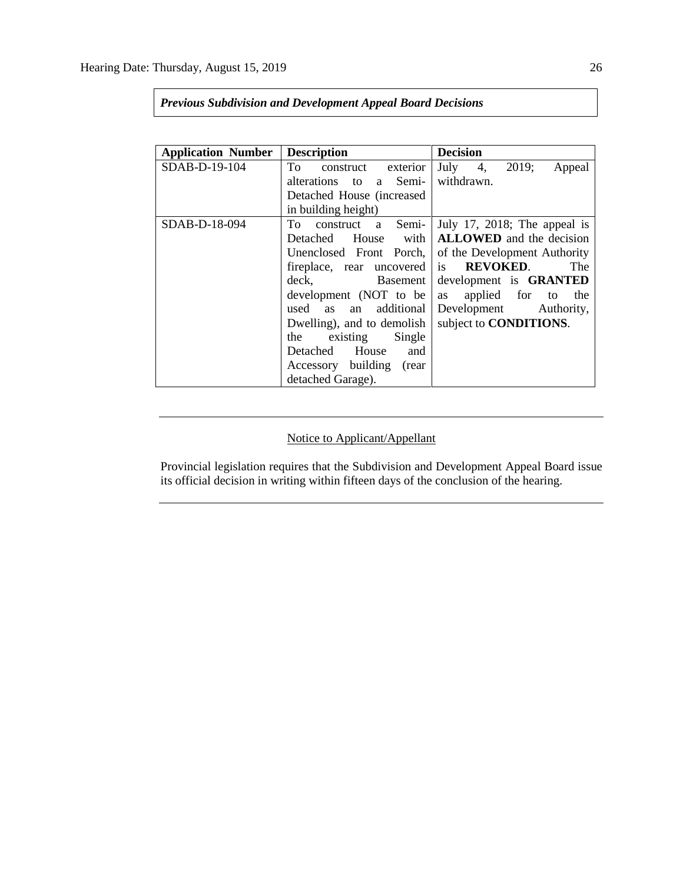***Previous Subdivision and Development Appeal Board Decisions***

| Application Number | Description | Decision |
|---|---|---|
| SDAB-D-19-104 | To construct exterior alterations to a Semi-Detached House (increased in building height) | July 4, 2019; Appeal withdrawn. |
| SDAB-D-18-094 | To construct a Semi-Detached House with Unenclosed Front Porch, fireplace, rear uncovered deck, Basement development (NOT to be used as an additional Dwelling), and to demolish the existing Single Detached House and Accessory building (rear detached Garage). | July 17, 2018; The appeal is **ALLOWED** and the decision of the Development Authority is **REVOKED**. The development is **GRANTED** as applied for to the Development Authority, subject to **CONDITIONS**. |

---

Notice to Applicant/Appellant

Provincial legislation requires that the Subdivision and Development Appeal Board issue its official decision in writing within fifteen days of the conclusion of the hearing.

---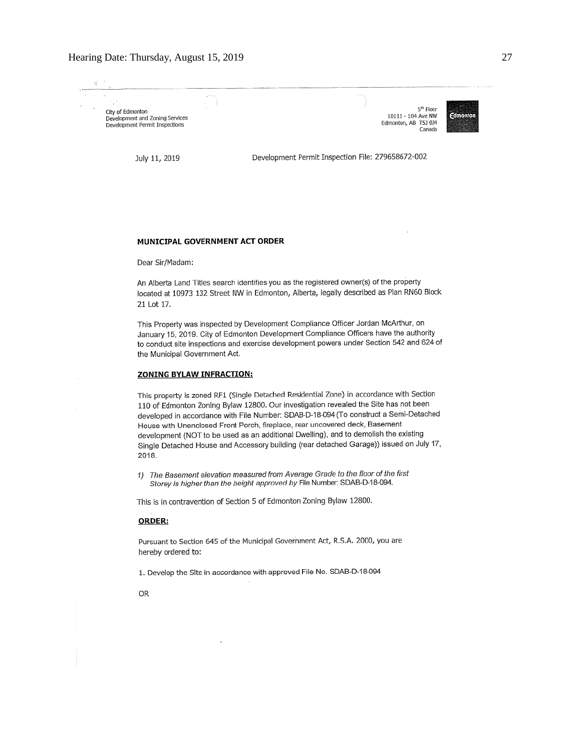City of Edmonton
Development and Zoning Services
Development Permit Inspections

5th Floor
10111 - 104 Ave NW
Edmonton, AB T5J 0J4
Canada

July 11, 2019

Development Permit Inspection File: 279658672-002

**MUNICIPAL GOVERNMENT ACT ORDER**

Dear Sir/Madam:

An Alberta Land Titles search identifies you as the registered owner(s) of the property located at 10973 132 Street NW in Edmonton, Alberta, legally described as Plan RN60 Block 21 Lot 17.

This Property was inspected by Development Compliance Officer Jordan McArthur, on January 15, 2019. City of Edmonton Development Compliance Officers have the authority to conduct site inspections and exercise development powers under Section 542 and 624 of the Municipal Government Act.

**ZONING BYLAW INFRACTION:**

This property is zoned RF1 (Single Detached Residential Zone) in accordance with Section 110 of Edmonton Zoning Bylaw 12800. Our investigation revealed the Site has not been developed in accordance with File Number: SDAB-D-18-094 (To construct a Semi-Detached House with Unenclosed Front Porch, fireplace, rear uncovered deck, Basement development (NOT to be used as an additional Dwelling), and to demolish the existing Single Detached House and Accessory building (rear detached Garage)) issued on July 17, 2018.

1) *The Basement elevation measured from Average Grade to the floor of the first Storey is higher than the height approved by* File Number: SDAB-D-18-094.

This is in contravention of Section 5 of Edmonton Zoning Bylaw 12800.

**ORDER:**

Pursuant to Section 645 of the Municipal Government Act, R.S.A. 2000, you are hereby ordered to:

1. Develop the Site in accordance with approved File No. SDAB-D-18-094

OR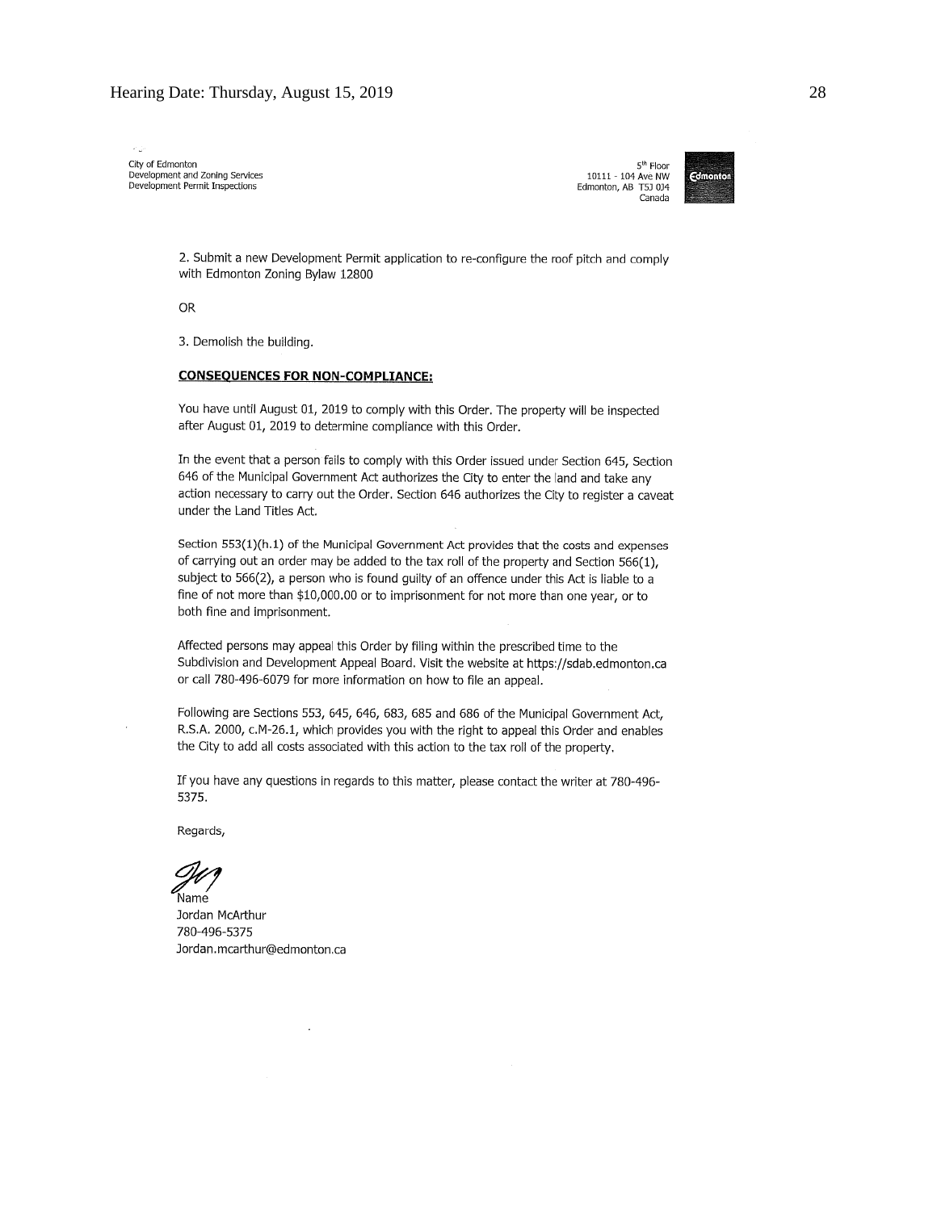City of Edmonton
Development and Zoning Services
Development Permit Inspections

5th Floor
10111 - 104 Ave NW
Edmonton, AB T5J 0J4
Canada

2. Submit a new Development Permit application to re-configure the roof pitch and comply with Edmonton Zoning Bylaw 12800

OR

3. Demolish the building.

**CONSEQUENCES FOR NON-COMPLIANCE:**

You have until August 01, 2019 to comply with this Order. The property will be inspected after August 01, 2019 to determine compliance with this Order.

In the event that a person fails to comply with this Order issued under Section 645, Section 646 of the Municipal Government Act authorizes the City to enter the land and take any action necessary to carry out the Order. Section 646 authorizes the City to register a caveat under the Land Titles Act.

Section 553(1)(h.1) of the Municipal Government Act provides that the costs and expenses of carrying out an order may be added to the tax roll of the property and Section 566(1), subject to 566(2), a person who is found guilty of an offence under this Act is liable to a fine of not more than $10,000.00 or to imprisonment for not more than one year, or to both fine and imprisonment.

Affected persons may appeal this Order by filing within the prescribed time to the Subdivision and Development Appeal Board. Visit the website at https://sdab.edmonton.ca or call 780-496-6079 for more information on how to file an appeal.

Following are Sections 553, 645, 646, 683, 685 and 686 of the Municipal Government Act, R.S.A. 2000, c.M-26.1, which provides you with the right to appeal this Order and enables the City to add all costs associated with this action to the tax roll of the property.

If you have any questions in regards to this matter, please contact the writer at 780-496-5375.

Regards,

Name
Jordan McArthur
780-496-5375
Jordan.mcarthur@edmonton.ca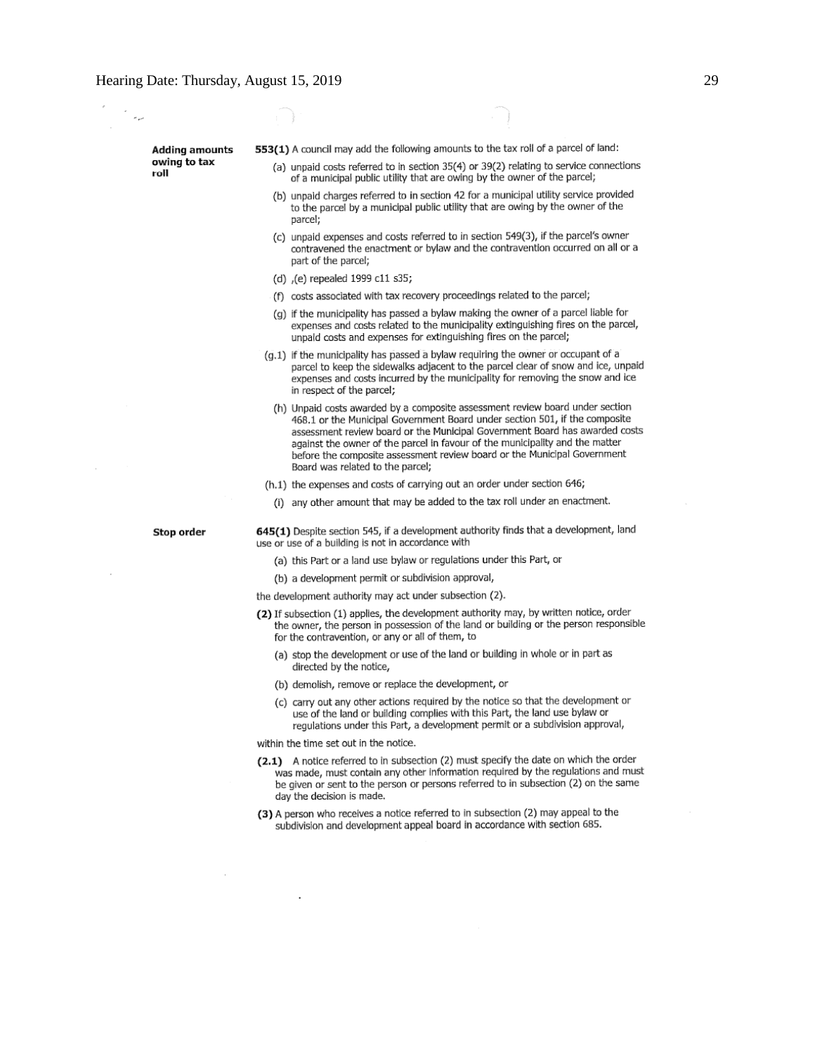**Adding amounts owing to tax roll**

**553(1)** A council may add the following amounts to the tax roll of a parcel of land:

(a) unpaid costs referred to in section 35(4) or 39(2) relating to service connections of a municipal public utility that are owing by the owner of the parcel;

(b) unpaid charges referred to in section 42 for a municipal utility service provided to the parcel by a municipal public utility that are owing by the owner of the parcel;

(c) unpaid expenses and costs referred to in section 549(3), if the parcel's owner contravened the enactment or bylaw and the contravention occurred on all or a part of the parcel;

(d) ,(e) repealed 1999 c11 s35;

(f) costs associated with tax recovery proceedings related to the parcel;

(g) if the municipality has passed a bylaw making the owner of a parcel liable for expenses and costs related to the municipality extinguishing fires on the parcel, unpaid costs and expenses for extinguishing fires on the parcel;

(g.1) if the municipality has passed a bylaw requiring the owner or occupant of a parcel to keep the sidewalks adjacent to the parcel clear of snow and ice, unpaid expenses and costs incurred by the municipality for removing the snow and ice in respect of the parcel;

(h) Unpaid costs awarded by a composite assessment review board under section 468.1 or the Municipal Government Board under section 501, if the composite assessment review board or the Municipal Government Board has awarded costs against the owner of the parcel in favour of the municipality and the matter before the composite assessment review board or the Municipal Government Board was related to the parcel;

(h.1) the expenses and costs of carrying out an order under section 646;

(i) any other amount that may be added to the tax roll under an enactment.

**Stop order**

**645(1)** Despite section 545, if a development authority finds that a development, land use or use of a building is not in accordance with

(a) this Part or a land use bylaw or regulations under this Part, or

(b) a development permit or subdivision approval,

the development authority may act under subsection (2).

**(2)** If subsection (1) applies, the development authority may, by written notice, order the owner, the person in possession of the land or building or the person responsible for the contravention, or any or all of them, to

(a) stop the development or use of the land or building in whole or in part as directed by the notice,

(b) demolish, remove or replace the development, or

(c) carry out any other actions required by the notice so that the development or use of the land or building complies with this Part, the land use bylaw or regulations under this Part, a development permit or a subdivision approval,

within the time set out in the notice.

**(2.1)** A notice referred to in subsection (2) must specify the date on which the order was made, must contain any other information required by the regulations and must be given or sent to the person or persons referred to in subsection (2) on the same day the decision is made.

**(3)** A person who receives a notice referred to in subsection (2) may appeal to the subdivision and development appeal board in accordance with section 685.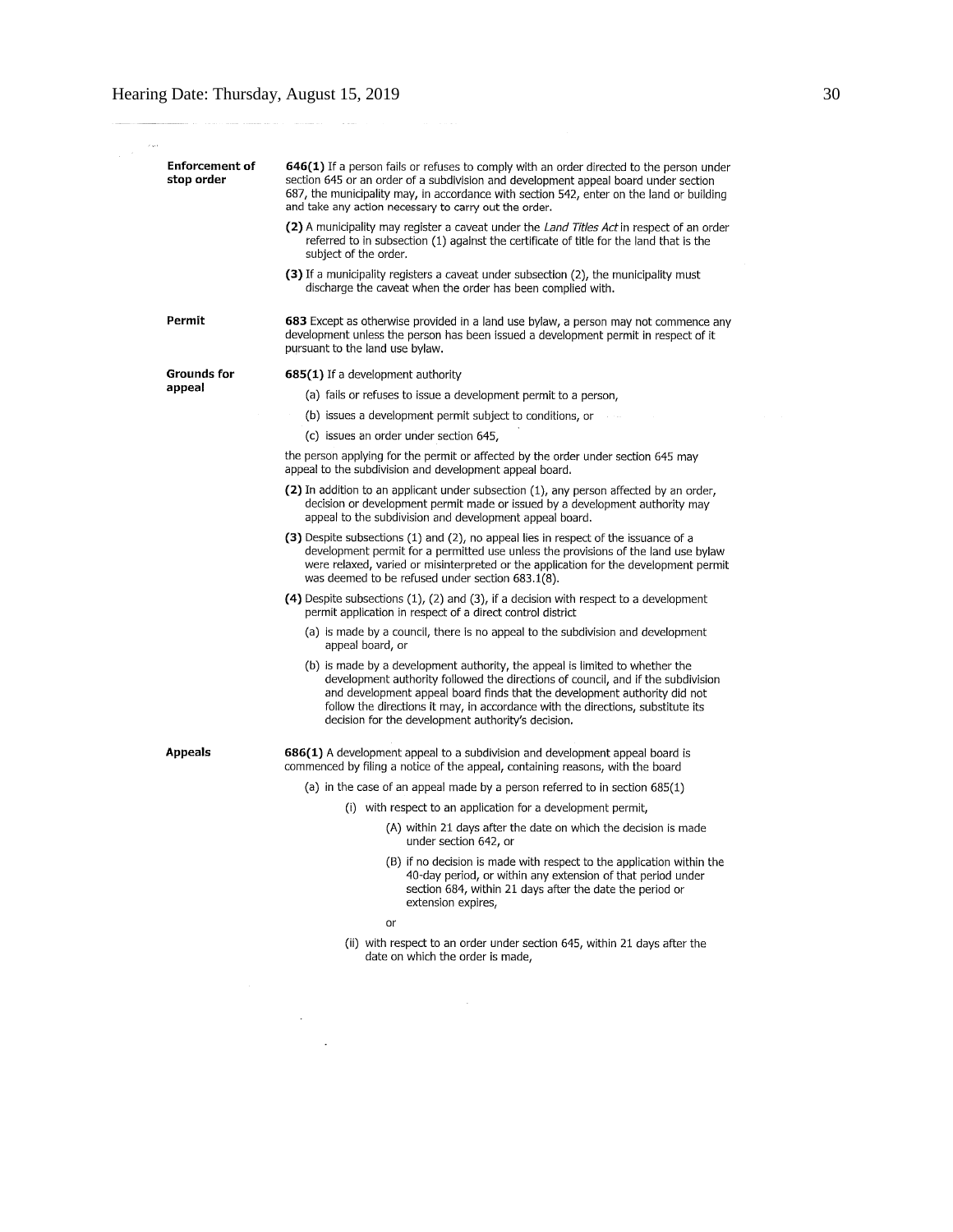**Enforcement of stop order**

**646(1)** If a person fails or refuses to comply with an order directed to the person under section 645 or an order of a subdivision and development appeal board under section 687, the municipality may, in accordance with section 542, enter on the land or building and take any action necessary to carry out the order.

**(2)** A municipality may register a caveat under the *Land Titles Act* in respect of an order referred to in subsection (1) against the certificate of title for the land that is the subject of the order.

**(3)** If a municipality registers a caveat under subsection (2), the municipality must discharge the caveat when the order has been complied with.

**Permit**

**683** Except as otherwise provided in a land use bylaw, a person may not commence any development unless the person has been issued a development permit in respect of it pursuant to the land use bylaw.

**Grounds for appeal**

**685(1)** If a development authority

(a) fails or refuses to issue a development permit to a person,

(b) issues a development permit subject to conditions, or

(c) issues an order under section 645,

the person applying for the permit or affected by the order under section 645 may appeal to the subdivision and development appeal board.

**(2)** In addition to an applicant under subsection (1), any person affected by an order, decision or development permit made or issued by a development authority may appeal to the subdivision and development appeal board.

**(3)** Despite subsections (1) and (2), no appeal lies in respect of the issuance of a development permit for a permitted use unless the provisions of the land use bylaw were relaxed, varied or misinterpreted or the application for the development permit was deemed to be refused under section 683.1(8).

**(4)** Despite subsections (1), (2) and (3), if a decision with respect to a development permit application in respect of a direct control district

(a) is made by a council, there is no appeal to the subdivision and development appeal board, or

(b) is made by a development authority, the appeal is limited to whether the development authority followed the directions of council, and if the subdivision and development appeal board finds that the development authority did not follow the directions it may, in accordance with the directions, substitute its decision for the development authority's decision.

**Appeals**

**686(1)** A development appeal to a subdivision and development appeal board is commenced by filing a notice of the appeal, containing reasons, with the board

(a) in the case of an appeal made by a person referred to in section 685(1)

(i) with respect to an application for a development permit,

(A) within 21 days after the date on which the decision is made under section 642, or

(B) if no decision is made with respect to the application within the 40-day period, or within any extension of that period under section 684, within 21 days after the date the period or extension expires,

or

(ii) with respect to an order under section 645, within 21 days after the date on which the order is made,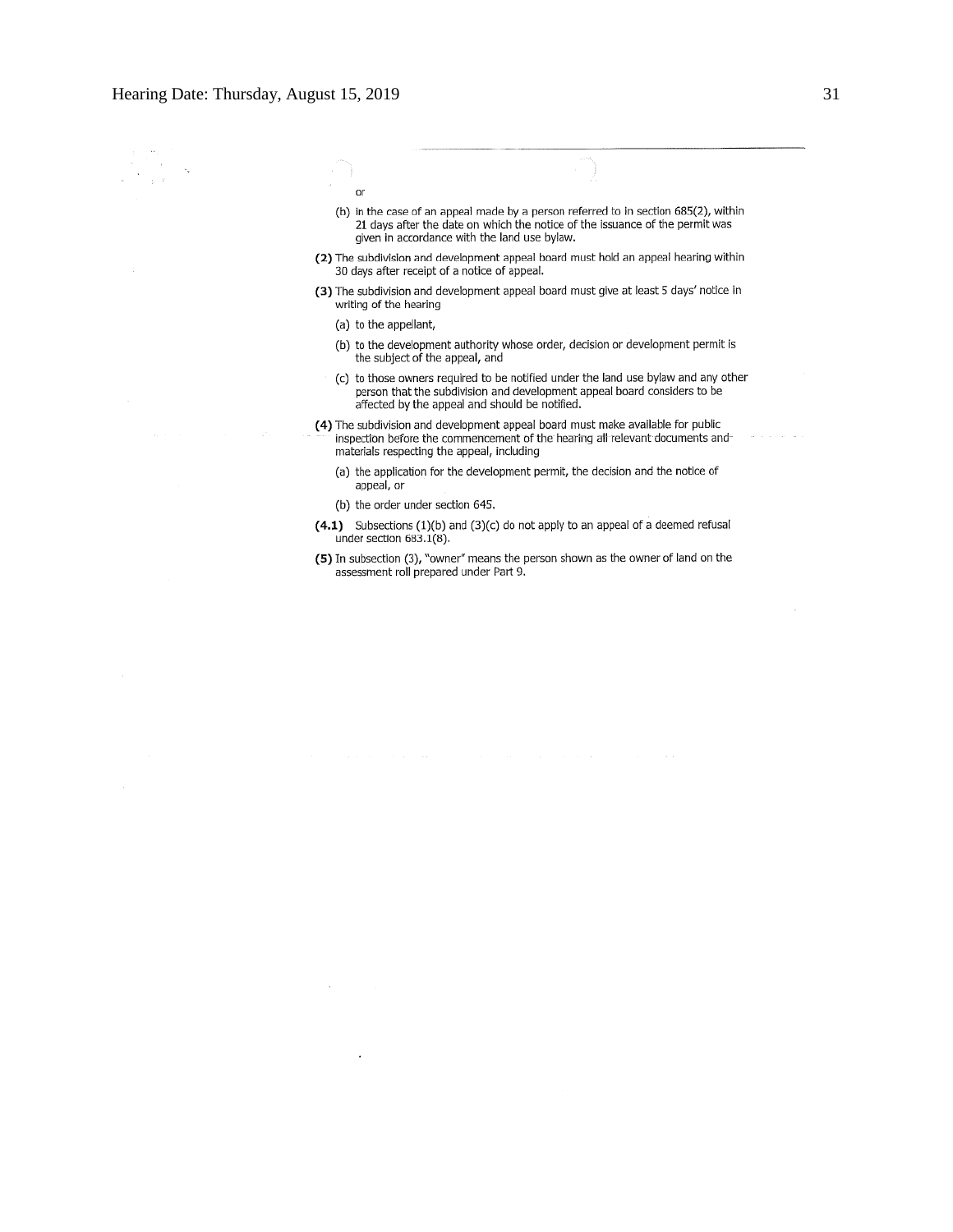or

(b) in the case of an appeal made by a person referred to in section 685(2), within 21 days after the date on which the notice of the issuance of the permit was given in accordance with the land use bylaw.

**(2)** The subdivision and development appeal board must hold an appeal hearing within 30 days after receipt of a notice of appeal.

**(3)** The subdivision and development appeal board must give at least 5 days' notice in writing of the hearing

(a) to the appellant,

(b) to the development authority whose order, decision or development permit is the subject of the appeal, and

(c) to those owners required to be notified under the land use bylaw and any other person that the subdivision and development appeal board considers to be affected by the appeal and should be notified.

**(4)** The subdivision and development appeal board must make available for public inspection before the commencement of the hearing all relevant documents and materials respecting the appeal, including

(a) the application for the development permit, the decision and the notice of appeal, or

(b) the order under section 645.

**(4.1)** Subsections (1)(b) and (3)(c) do not apply to an appeal of a deemed refusal under section 683.1(8).

**(5)** In subsection (3), "owner" means the person shown as the owner of land on the assessment roll prepared under Part 9.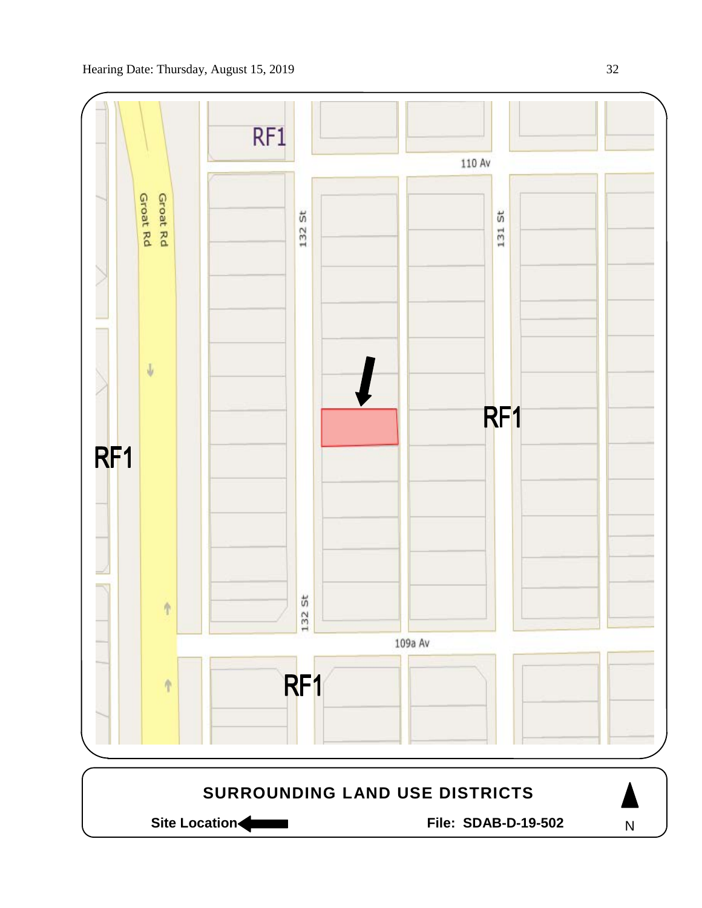RF1

110 Av

Groat Rd

Groat Rd

132 St

131 St

RF1

RF1

132 St

109a Av

RF1

**SURROUNDING LAND USE DISTRICTS**

**Site Location**

**File: SDAB-D-19-502**

N